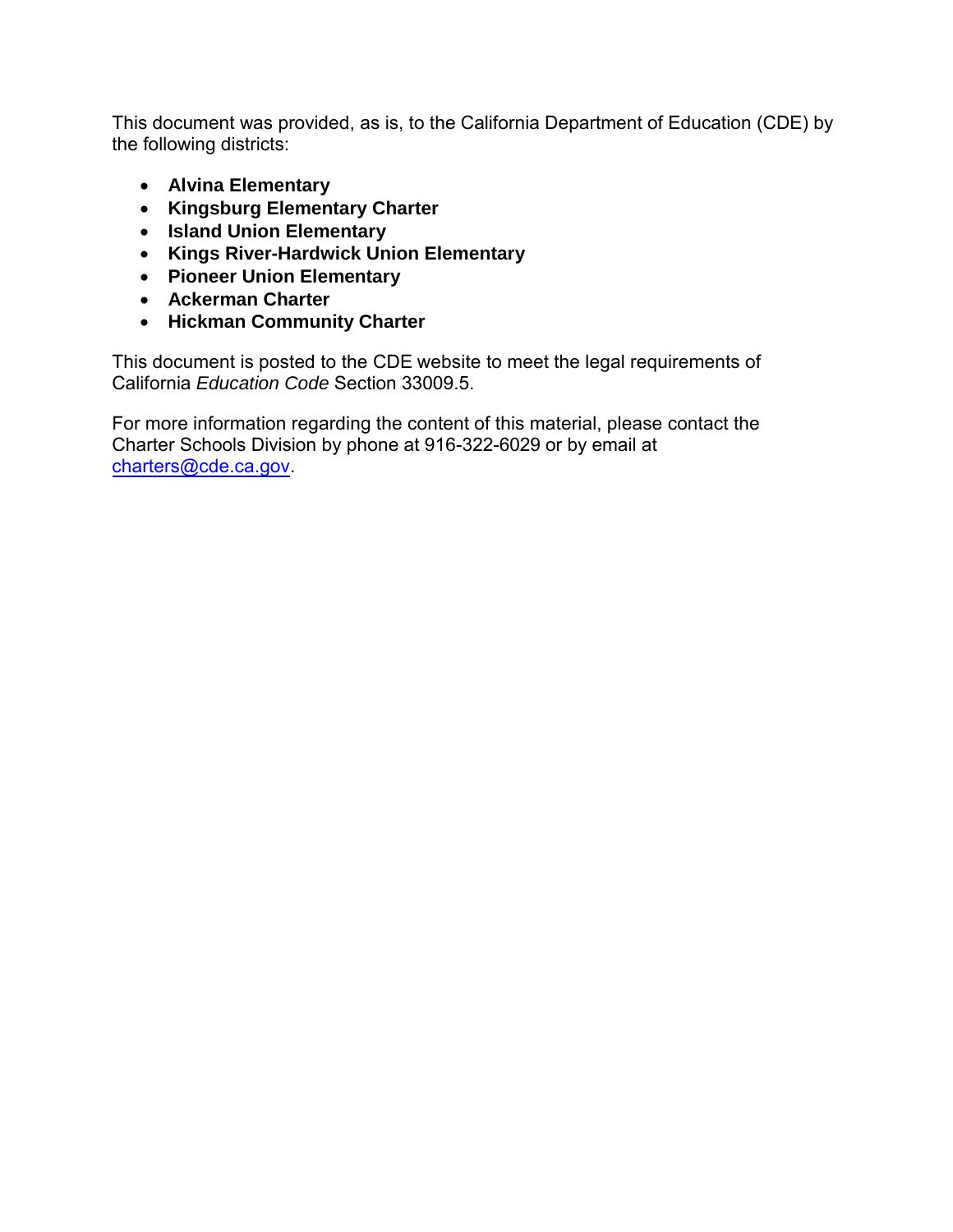This document was provided, as is, to the California Department of Education (CDE) by the following districts:

- **Alvina Elementary**
- **Kingsburg Elementary Charter**
- **Island Union Elementary**
- **Kings River-Hardwick Union Elementary**
- **Pioneer Union Elementary**
- **Ackerman Charter**
- **Hickman Community Charter**

This document is posted to the CDE website to meet the legal requirements of California *Education Code* Section 33009.5.

For more information regarding the content of this material, please contact the Charter Schools Division by phone at 916-322-6029 or by email at charters@cde.ca.gov.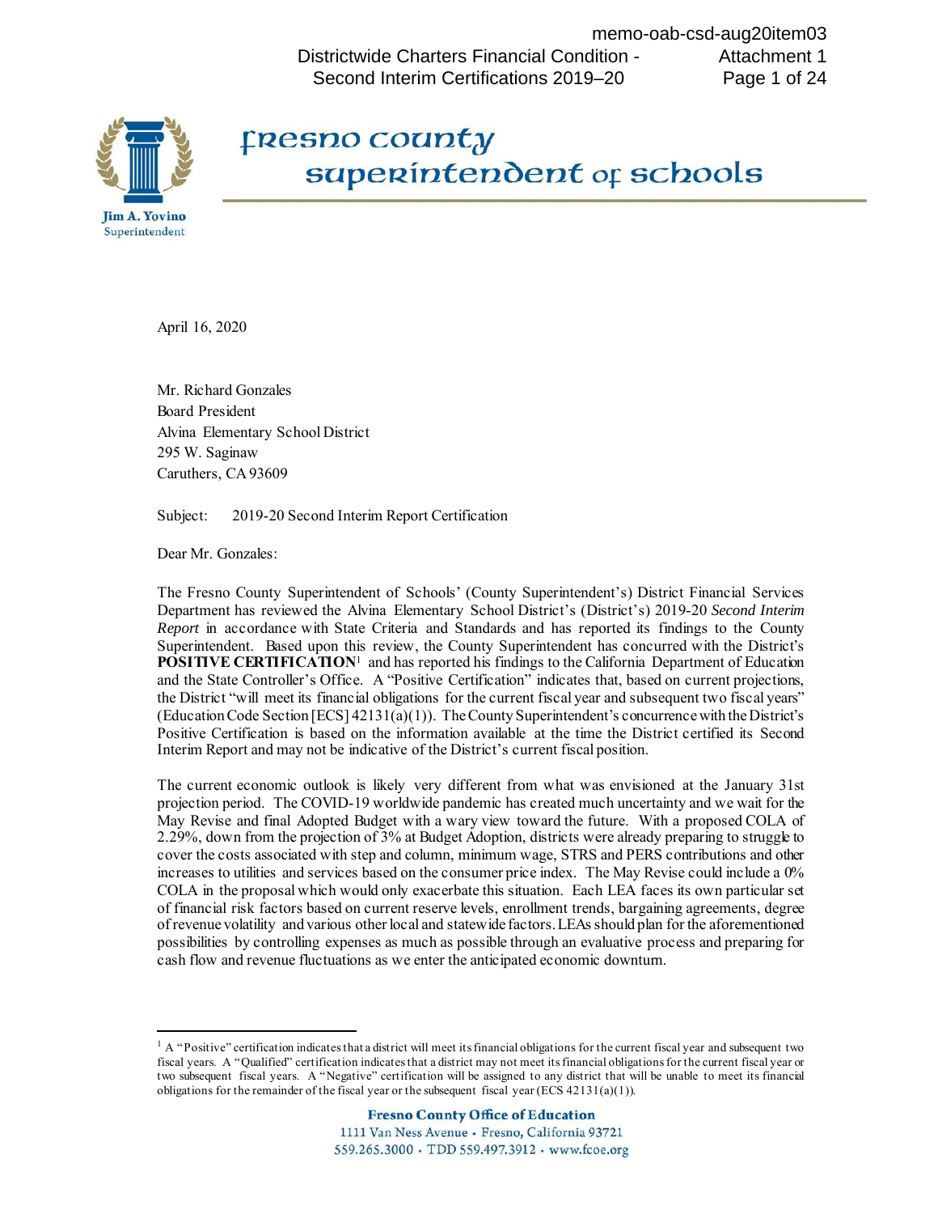# fresno county superintendent of schools

**Jim A. Yovino**
Superintendent

April 16, 2020

Mr. Richard Gonzales
Board President
Alvina Elementary School District
295 W. Saginaw
Caruthers, CA 93609

Subject: 2019-20 Second Interim Report Certification

Dear Mr. Gonzales:

The Fresno County Superintendent of Schools' (County Superintendent's) District Financial Services Department has reviewed the Alvina Elementary School District's (District's) 2019-20 *Second Interim Report* in accordance with State Criteria and Standards and has reported its findings to the County Superintendent. Based upon this review, the County Superintendent has concurred with the District's **POSITIVE CERTIFICATION**[1] and has reported his findings to the California Department of Education and the State Controller's Office. A "Positive Certification" indicates that, based on current projections, the District "will meet its financial obligations for the current fiscal year and subsequent two fiscal years" (Education Code Section [ECS] 42131(a)(1)). The County Superintendent's concurrence with the District's Positive Certification is based on the information available at the time the District certified its Second Interim Report and may not be indicative of the District's current fiscal position.

The current economic outlook is likely very different from what was envisioned at the January 31st projection period. The COVID-19 worldwide pandemic has created much uncertainty and we wait for the May Revise and final Adopted Budget with a wary view toward the future. With a proposed COLA of 2.29%, down from the projection of 3% at Budget Adoption, districts were already preparing to struggle to cover the costs associated with step and column, minimum wage, STRS and PERS contributions and other increases to utilities and services based on the consumer price index. The May Revise could include a 0% COLA in the proposal which would only exacerbate this situation. Each LEA faces its own particular set of financial risk factors based on current reserve levels, enrollment trends, bargaining agreements, degree of revenue volatility and various other local and statewide factors. LEAs should plan for the aforementioned possibilities by controlling expenses as much as possible through an evaluative process and preparing for cash flow and revenue fluctuations as we enter the anticipated economic downturn.

[1] A "Positive" certification indicates that a district will meet its financial obligations for the current fiscal year and subsequent two fiscal years. A "Qualified" certification indicates that a district may not meet its financial obligations for the current fiscal year or two subsequent fiscal years. A "Negative" certification will be assigned to any district that will be unable to meet its financial obligations for the remainder of the fiscal year or the subsequent fiscal year (ECS 42131(a)(1)).

**Fresno County Office of Education**
1111 Van Ness Avenue • Fresno, California 93721
559.265.3000 • TDD 559.497.3912 • www.fcoe.org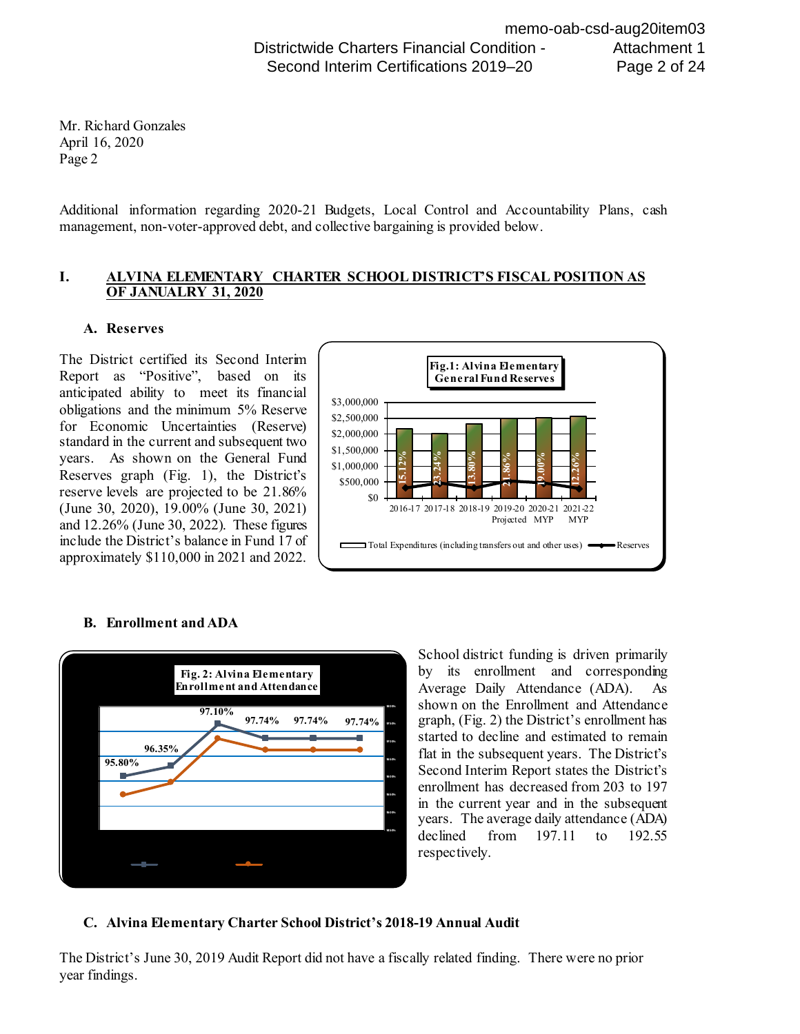Mr. Richard Gonzales
April 16, 2020
Page 2

Additional information regarding 2020-21 Budgets, Local Control and Accountability Plans, cash management, non-voter-approved debt, and collective bargaining is provided below.

## I. ALVINA ELEMENTARY CHARTER SCHOOL DISTRICT'S FISCAL POSITION AS OF JANUALRY 31, 2020

### A. Reserves

The District certified its Second Interim Report as "Positive", based on its anticipated ability to meet its financial obligations and the minimum 5% Reserve for Economic Uncertainties (Reserve) standard in the current and subsequent two years. As shown on the General Fund Reserves graph (Fig. 1), the District's reserve levels are projected to be 21.86% (June 30, 2020), 19.00% (June 30, 2021) and 12.26% (June 30, 2022). These figures include the District's balance in Fund 17 of approximately $110,000 in 2021 and 2022.

**Fig.1: Alvina Elementary General Fund Reserves**

| | 2016-17 | 2017-18 | 2018-19 | 2019-20 Projected | 2020-21 MYP | 2021-22 MYP |
|---|---|---|---|---|---|---|
| Reserves | 15.12% | 23.24% | 13.80% | 21.86% | 19.00% | 12.26% |

Total Expenditures (including transfers out and other uses) — Reserves

### B. Enrollment and ADA

**Fig. 2: Alvina Elementary Enrollment and Attendance**

95.80% — 96.35% — 97.10% — 97.74% — 97.74% — 97.74%

School district funding is driven primarily by its enrollment and corresponding Average Daily Attendance (ADA). As shown on the Enrollment and Attendance graph, (Fig. 2) the District's enrollment has started to decline and estimated to remain flat in the subsequent years. The District's Second Interim Report states the District's enrollment has decreased from 203 to 197 in the current year and in the subsequent years. The average daily attendance (ADA) declined from 197.11 to 192.55 respectively.

### C. Alvina Elementary Charter School District's 2018-19 Annual Audit

The District's June 30, 2019 Audit Report did not have a fiscally related finding. There were no prior year findings.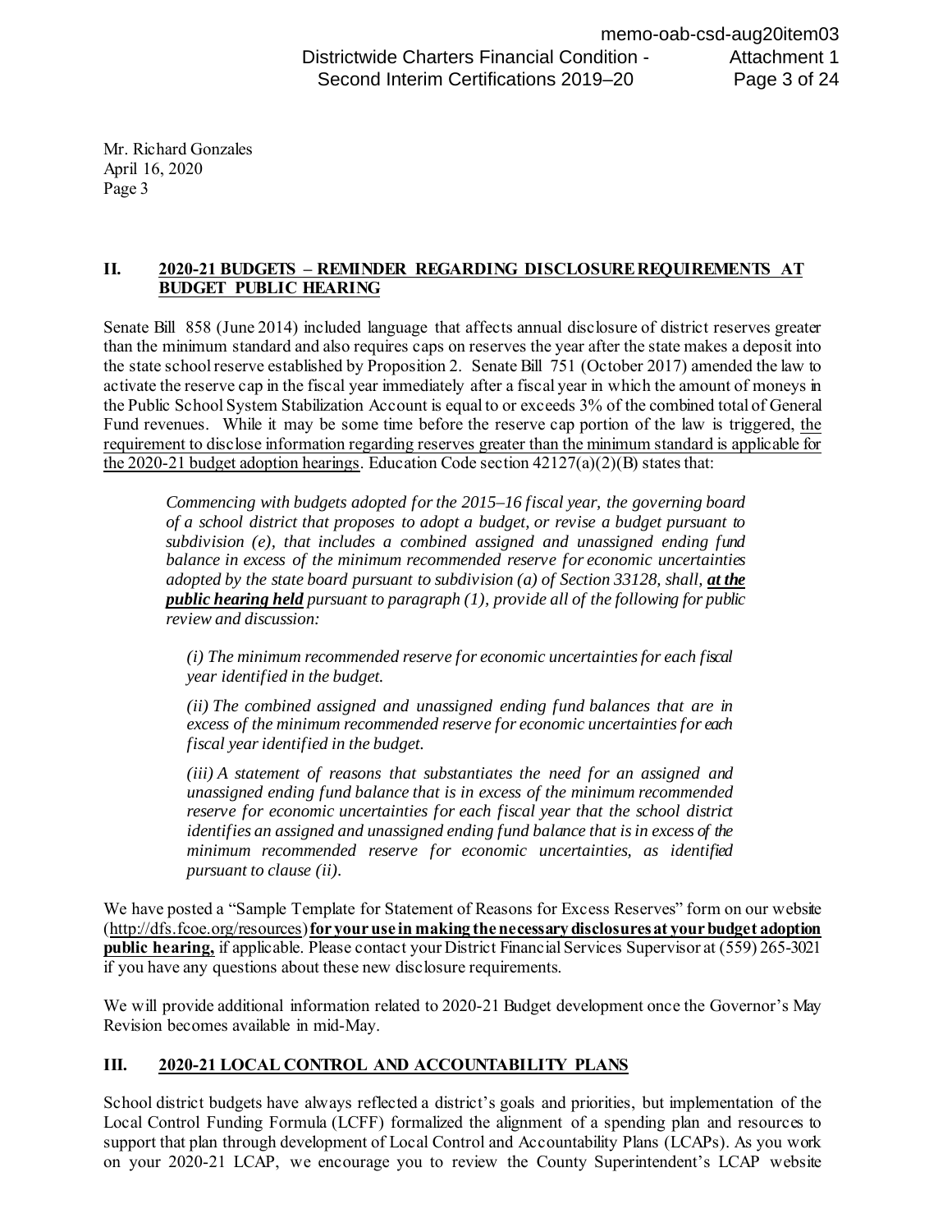Mr. Richard Gonzales
April 16, 2020
Page 3

## II. 2020-21 BUDGETS – REMINDER REGARDING DISCLOSURE REQUIREMENTS AT BUDGET PUBLIC HEARING

Senate Bill 858 (June 2014) included language that affects annual disclosure of district reserves greater than the minimum standard and also requires caps on reserves the year after the state makes a deposit into the state school reserve established by Proposition 2. Senate Bill 751 (October 2017) amended the law to activate the reserve cap in the fiscal year immediately after a fiscal year in which the amount of moneys in the Public School System Stabilization Account is equal to or exceeds 3% of the combined total of General Fund revenues. While it may be some time before the reserve cap portion of the law is triggered, <u>the requirement to disclose information regarding reserves greater than the minimum standard is applicable for the 2020-21 budget adoption hearings</u>. Education Code section 42127(a)(2)(B) states that:

> *Commencing with budgets adopted for the 2015–16 fiscal year, the governing board of a school district that proposes to adopt a budget, or revise a budget pursuant to subdivision (e), that includes a combined assigned and unassigned ending fund balance in excess of the minimum recommended reserve for economic uncertainties adopted by the state board pursuant to subdivision (a) of Section 33128, shall,* ***<u>at the public hearing held</u>*** *pursuant to paragraph (1), provide all of the following for public review and discussion:*
>
> *(i) The minimum recommended reserve for economic uncertainties for each fiscal year identified in the budget.*
>
> *(ii) The combined assigned and unassigned ending fund balances that are in excess of the minimum recommended reserve for economic uncertainties for each fiscal year identified in the budget.*
>
> *(iii) A statement of reasons that substantiates the need for an assigned and unassigned ending fund balance that is in excess of the minimum recommended reserve for economic uncertainties for each fiscal year that the school district identifies an assigned and unassigned ending fund balance that is in excess of the minimum recommended reserve for economic uncertainties, as identified pursuant to clause (ii).*

We have posted a "Sample Template for Statement of Reasons for Excess Reserves" form on our website (http://dfs.fcoe.org/resources) **for your use in making the necessary disclosures at your budget adoption public hearing,** if applicable. Please contact your District Financial Services Supervisor at (559) 265-3021 if you have any questions about these new disclosure requirements.

We will provide additional information related to 2020-21 Budget development once the Governor's May Revision becomes available in mid-May.

## III. 2020-21 LOCAL CONTROL AND ACCOUNTABILITY PLANS

School district budgets have always reflected a district's goals and priorities, but implementation of the Local Control Funding Formula (LCFF) formalized the alignment of a spending plan and resources to support that plan through development of Local Control and Accountability Plans (LCAPs). As you work on your 2020-21 LCAP, we encourage you to review the County Superintendent's LCAP website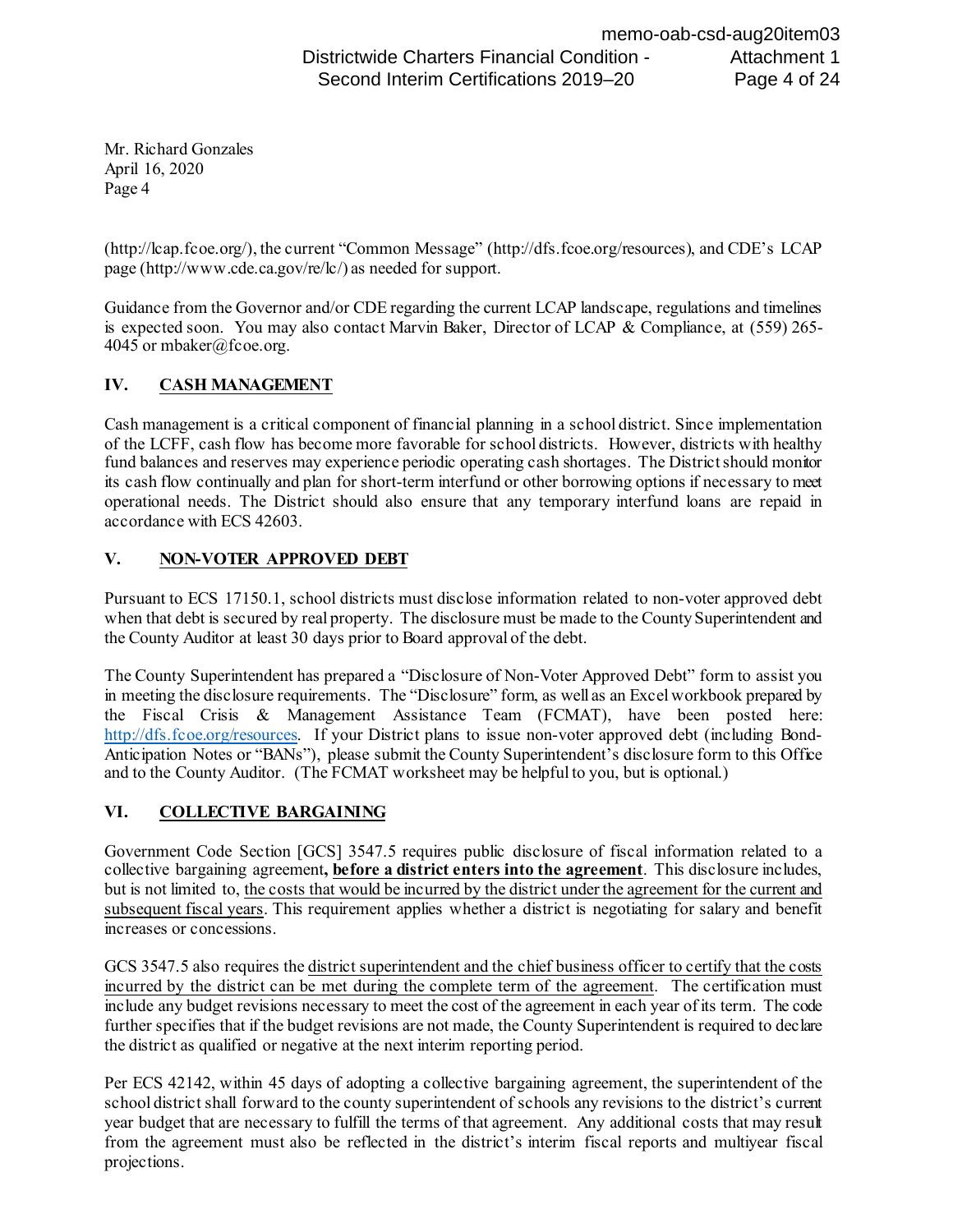Mr. Richard Gonzales
April 16, 2020

(http://lcap.fcoe.org/), the current "Common Message" (http://dfs.fcoe.org/resources), and CDE's LCAP page (http://www.cde.ca.gov/re/lc/) as needed for support.

Guidance from the Governor and/or CDE regarding the current LCAP landscape, regulations and timelines is expected soon. You may also contact Marvin Baker, Director of LCAP & Compliance, at (559) 265-4045 or mbaker@fcoe.org.

## IV. CASH MANAGEMENT

Cash management is a critical component of financial planning in a school district. Since implementation of the LCFF, cash flow has become more favorable for school districts. However, districts with healthy fund balances and reserves may experience periodic operating cash shortages. The District should monitor its cash flow continually and plan for short-term interfund or other borrowing options if necessary to meet operational needs. The District should also ensure that any temporary interfund loans are repaid in accordance with ECS 42603.

## V. NON-VOTER APPROVED DEBT

Pursuant to ECS 17150.1, school districts must disclose information related to non-voter approved debt when that debt is secured by real property. The disclosure must be made to the County Superintendent and the County Auditor at least 30 days prior to Board approval of the debt.

The County Superintendent has prepared a "Disclosure of Non-Voter Approved Debt" form to assist you in meeting the disclosure requirements. The "Disclosure" form, as well as an Excel workbook prepared by the Fiscal Crisis & Management Assistance Team (FCMAT), have been posted here: http://dfs.fcoe.org/resources. If your District plans to issue non-voter approved debt (including Bond-Anticipation Notes or "BANs"), please submit the County Superintendent's disclosure form to this Office and to the County Auditor. (The FCMAT worksheet may be helpful to you, but is optional.)

## VI. COLLECTIVE BARGAINING

Government Code Section [GCS] 3547.5 requires public disclosure of fiscal information related to a collective bargaining agreement**, before a district enters into the agreement**. This disclosure includes, but is not limited to, the costs that would be incurred by the district under the agreement for the current and subsequent fiscal years. This requirement applies whether a district is negotiating for salary and benefit increases or concessions.

GCS 3547.5 also requires the district superintendent and the chief business officer to certify that the costs incurred by the district can be met during the complete term of the agreement. The certification must include any budget revisions necessary to meet the cost of the agreement in each year of its term. The code further specifies that if the budget revisions are not made, the County Superintendent is required to declare the district as qualified or negative at the next interim reporting period.

Per ECS 42142, within 45 days of adopting a collective bargaining agreement, the superintendent of the school district shall forward to the county superintendent of schools any revisions to the district's current year budget that are necessary to fulfill the terms of that agreement. Any additional costs that may result from the agreement must also be reflected in the district's interim fiscal reports and multiyear fiscal projections.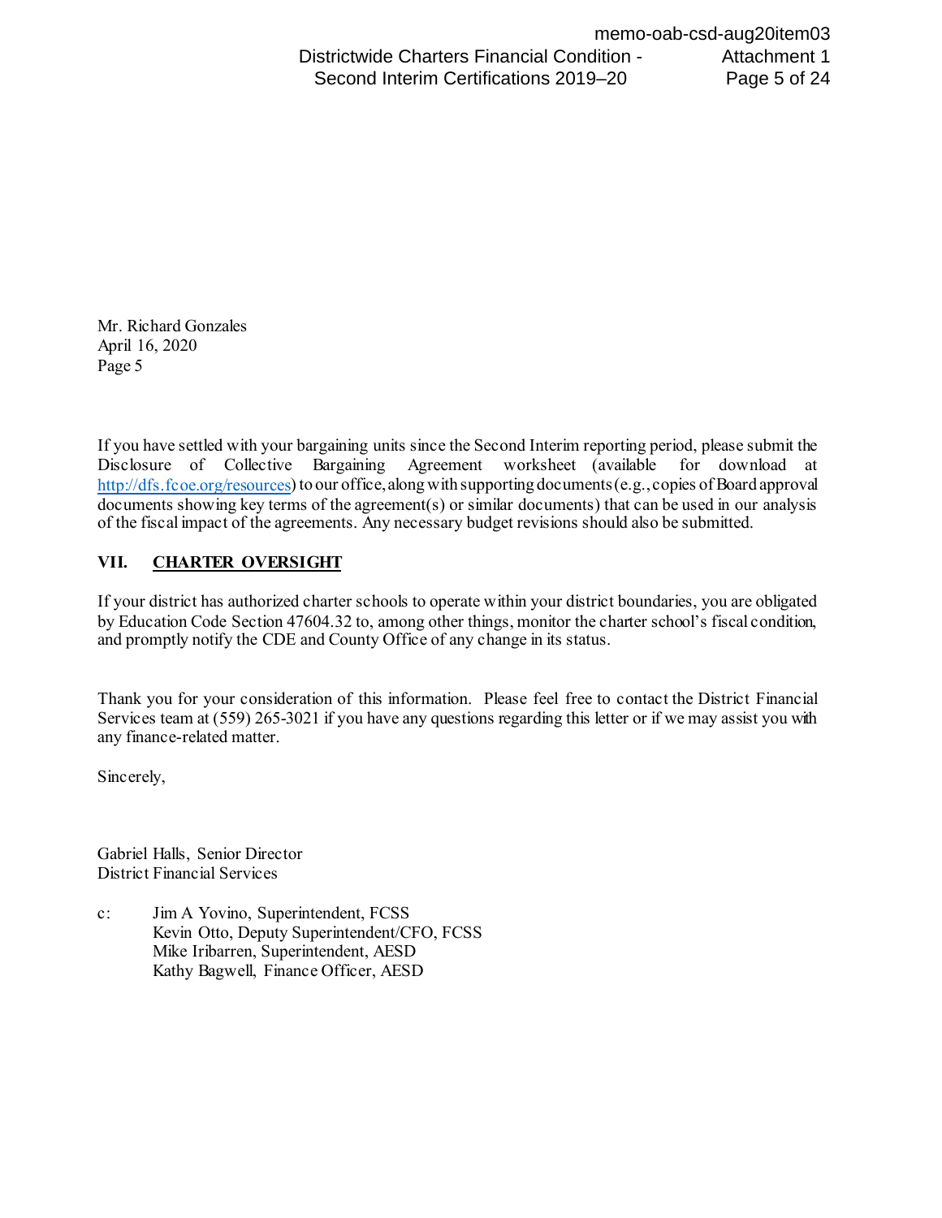Mr. Richard Gonzales
April 16, 2020
Page 5

If you have settled with your bargaining units since the Second Interim reporting period, please submit the Disclosure of Collective Bargaining Agreement worksheet (available for download at http://dfs.fcoe.org/resources) to our office, along with supporting documents (e.g., copies of Board approval documents showing key terms of the agreement(s) or similar documents) that can be used in our analysis of the fiscal impact of the agreements. Any necessary budget revisions should also be submitted.

## VII. CHARTER OVERSIGHT

If your district has authorized charter schools to operate within your district boundaries, you are obligated by Education Code Section 47604.32 to, among other things, monitor the charter school's fiscal condition, and promptly notify the CDE and County Office of any change in its status.

Thank you for your consideration of this information. Please feel free to contact the District Financial Services team at (559) 265-3021 if you have any questions regarding this letter or if we may assist you with any finance-related matter.

Sincerely,

Gabriel Halls, Senior Director
District Financial Services

c: Jim A Yovino, Superintendent, FCSS
Kevin Otto, Deputy Superintendent/CFO, FCSS
Mike Iribarren, Superintendent, AESD
Kathy Bagwell, Finance Officer, AESD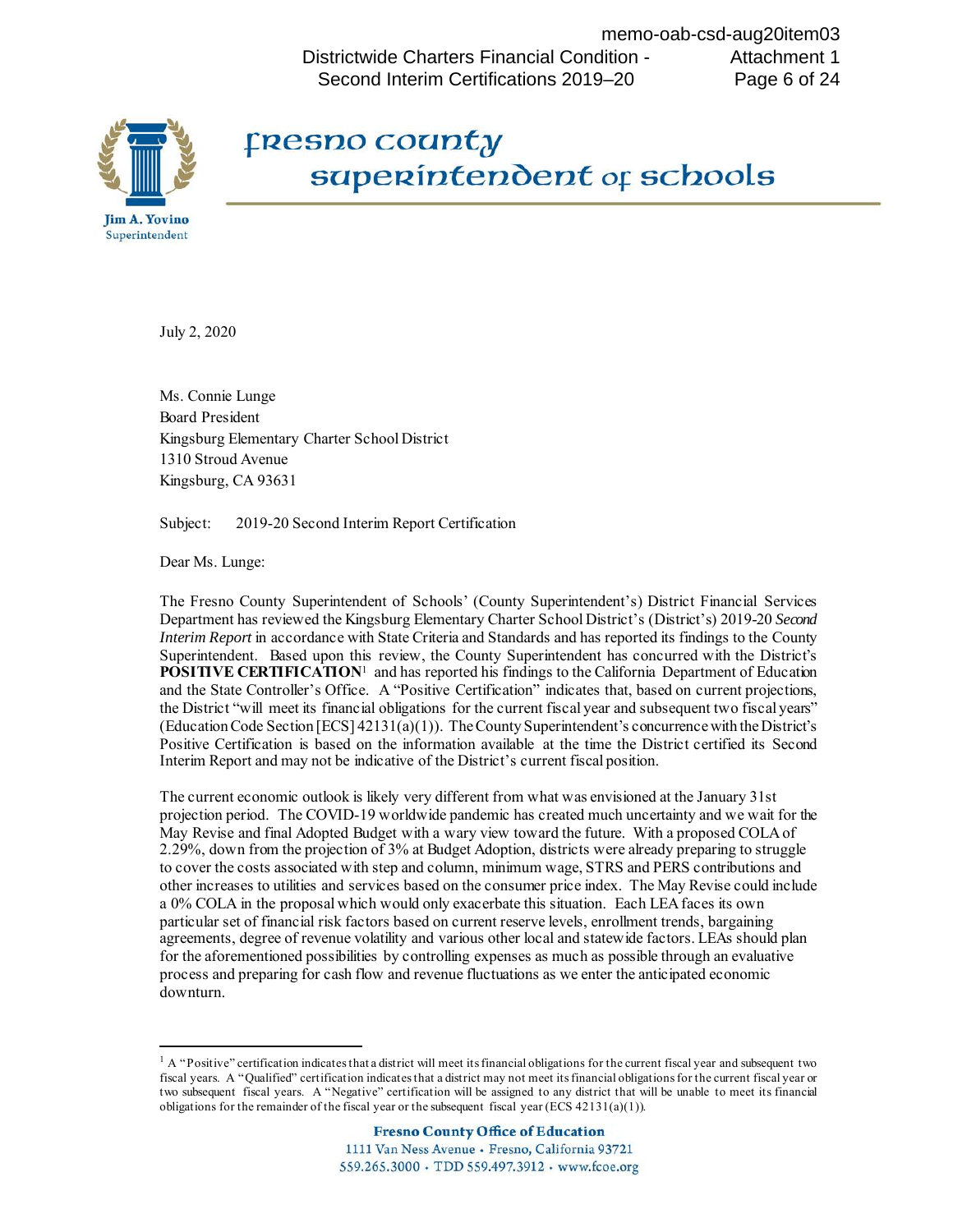# Fresno County Superintendent of Schools

Jim A. Yovino
Superintendent

July 2, 2020

Ms. Connie Lunge
Board President
Kingsburg Elementary Charter School District
1310 Stroud Avenue
Kingsburg, CA 93631

Subject: 2019-20 Second Interim Report Certification

Dear Ms. Lunge:

The Fresno County Superintendent of Schools' (County Superintendent's) District Financial Services Department has reviewed the Kingsburg Elementary Charter School District's (District's) 2019-20 *Second Interim Report* in accordance with State Criteria and Standards and has reported its findings to the County Superintendent. Based upon this review, the County Superintendent has concurred with the District's **POSITIVE CERTIFICATION**[1] and has reported his findings to the California Department of Education and the State Controller's Office. A "Positive Certification" indicates that, based on current projections, the District "will meet its financial obligations for the current fiscal year and subsequent two fiscal years" (Education Code Section [ECS] 42131(a)(1)). The County Superintendent's concurrence with the District's Positive Certification is based on the information available at the time the District certified its Second Interim Report and may not be indicative of the District's current fiscal position.

The current economic outlook is likely very different from what was envisioned at the January 31st projection period. The COVID-19 worldwide pandemic has created much uncertainty and we wait for the May Revise and final Adopted Budget with a wary view toward the future. With a proposed COLA of 2.29%, down from the projection of 3% at Budget Adoption, districts were already preparing to struggle to cover the costs associated with step and column, minimum wage, STRS and PERS contributions and other increases to utilities and services based on the consumer price index. The May Revise could include a 0% COLA in the proposal which would only exacerbate this situation. Each LEA faces its own particular set of financial risk factors based on current reserve levels, enrollment trends, bargaining agreements, degree of revenue volatility and various other local and statewide factors. LEAs should plan for the aforementioned possibilities by controlling expenses as much as possible through an evaluative process and preparing for cash flow and revenue fluctuations as we enter the anticipated economic downturn.

---

[1] A "Positive" certification indicates that a district will meet its financial obligations for the current fiscal year and subsequent two fiscal years. A "Qualified" certification indicates that a district may not meet its financial obligations for the current fiscal year or two subsequent fiscal years. A "Negative" certification will be assigned to any district that will be unable to meet its financial obligations for the remainder of the fiscal year or the subsequent fiscal year (ECS 42131(a)(1)).

**Fresno County Office of Education**
1111 Van Ness Avenue • Fresno, California 93721
559.265.3000 • TDD 559.497.3912 • www.fcoe.org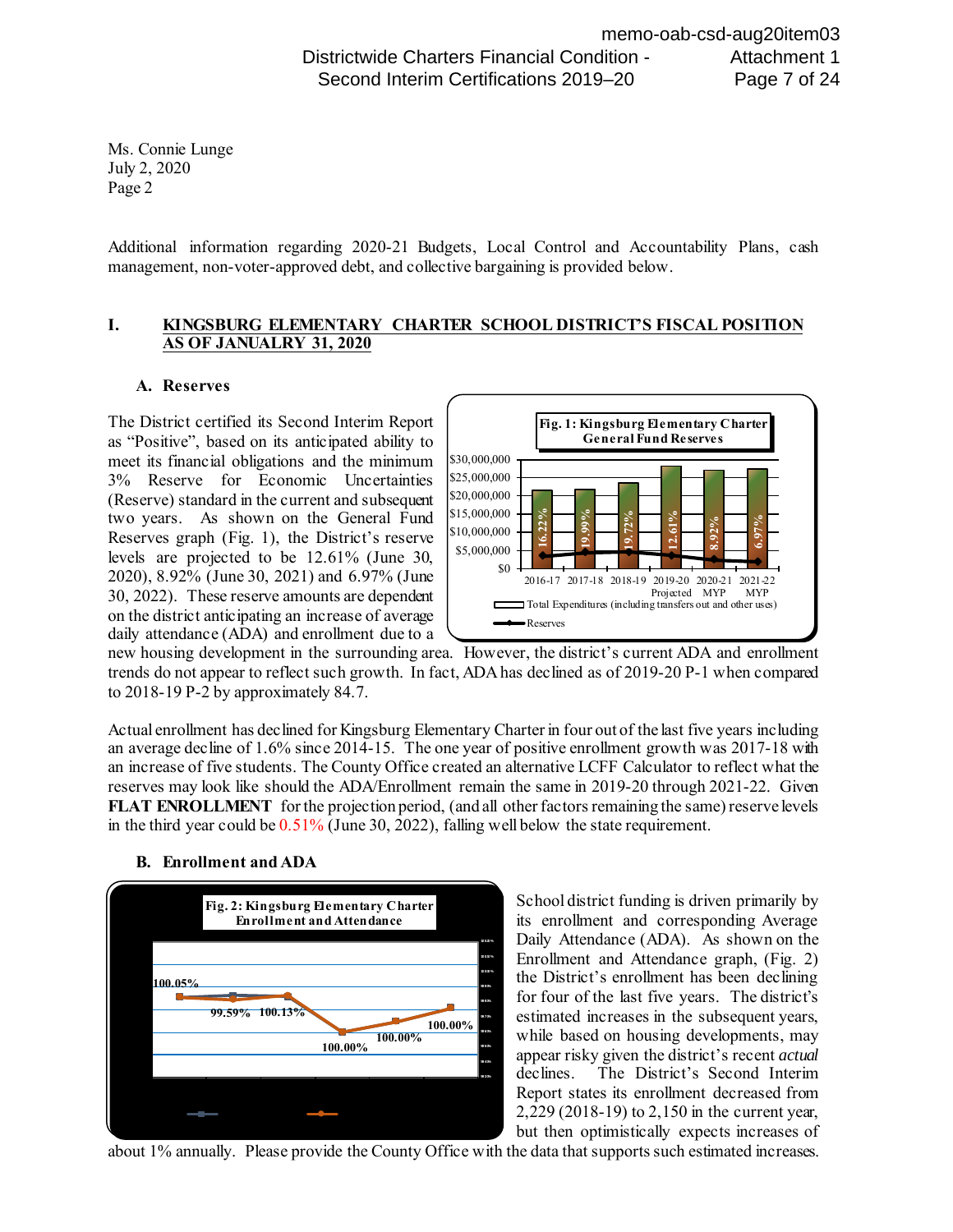Ms. Connie Lunge
July 2, 2020
Page 2

Additional information regarding 2020-21 Budgets, Local Control and Accountability Plans, cash management, non-voter-approved debt, and collective bargaining is provided below.

## I. KINGSBURG ELEMENTARY CHARTER SCHOOL DISTRICT'S FISCAL POSITION AS OF JANUALRY 31, 2020

### A. Reserves

The District certified its Second Interim Report as "Positive", based on its anticipated ability to meet its financial obligations and the minimum 3% Reserve for Economic Uncertainties (Reserve) standard in the current and subsequent two years. As shown on the General Fund Reserves graph (Fig. 1), the District's reserve levels are projected to be 12.61% (June 30, 2020), 8.92% (June 30, 2021) and 6.97% (June 30, 2022). These reserve amounts are dependent on the district anticipating an increase of average daily attendance (ADA) and enrollment due to a new housing development in the surrounding area. However, the district's current ADA and enrollment trends do not appear to reflect such growth. In fact, ADA has declined as of 2019-20 P-1 when compared to 2018-19 P-2 by approximately 84.7.

**Fig. 1: Kingsburg Elementary Charter General Fund Reserves**

| Year | Reserve % |
|---|---|
| 2016-17 | 16.22% |
| 2017-18 | 19.99% |
| 2018-19 | 19.72% |
| 2019-20 Projected | 12.61% |
| 2020-21 MYP | 8.92% |
| 2021-22 MYP | 6.97% |

Legend: Total Expenditures (including transfers out and other uses); Reserves

Actual enrollment has declined for Kingsburg Elementary Charter in four out of the last five years including an average decline of 1.6% since 2014-15. The one year of positive enrollment growth was 2017-18 with an increase of five students. The County Office created an alternative LCFF Calculator to reflect what the reserves may look like should the ADA/Enrollment remain the same in 2019-20 through 2021-22. Given **FLAT ENROLLMENT** for the projection period, (and all other factors remaining the same) reserve levels in the third year could be 0.51% (June 30, 2022), falling well below the state requirement.

### B. Enrollment and ADA

**Fig. 2: Kingsburg Elementary Charter Enrollment and Attendance**

Data labels: 100.05%, 99.59%, 100.13%, 100.00%, 100.00%, 100.00%

School district funding is driven primarily by its enrollment and corresponding Average Daily Attendance (ADA). As shown on the Enrollment and Attendance graph, (Fig. 2) the District's enrollment has been declining for four of the last five years. The district's estimated increases in the subsequent years, while based on housing developments, may appear risky given the district's recent *actual* declines. The District's Second Interim Report states its enrollment decreased from 2,229 (2018-19) to 2,150 in the current year, but then optimistically expects increases of about 1% annually. Please provide the County Office with the data that supports such estimated increases.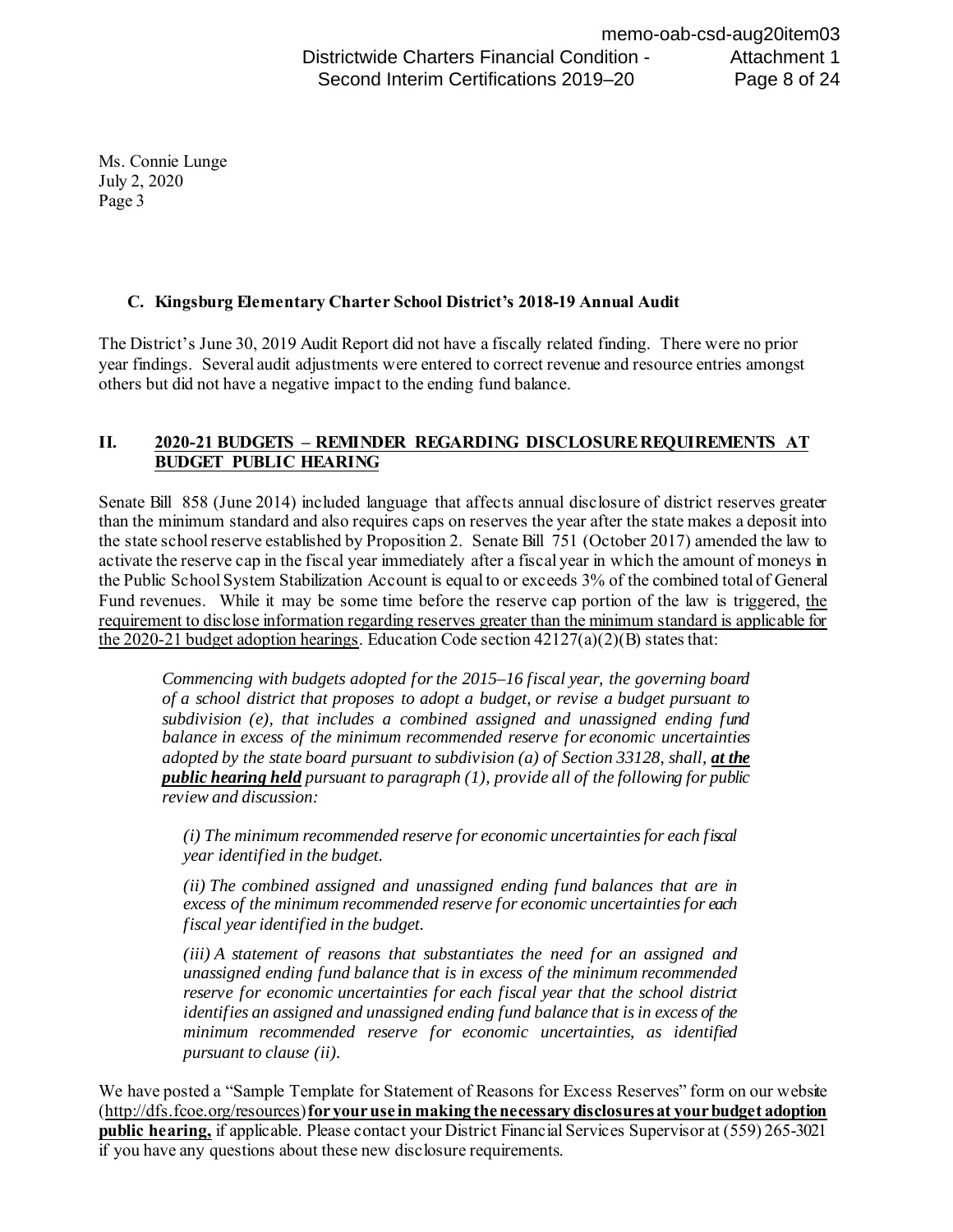Ms. Connie Lunge
July 2, 2020
Page 3

### C. Kingsburg Elementary Charter School District's 2018-19 Annual Audit

The District's June 30, 2019 Audit Report did not have a fiscally related finding. There were no prior year findings. Several audit adjustments were entered to correct revenue and resource entries amongst others but did not have a negative impact to the ending fund balance.

## II. 2020-21 BUDGETS – REMINDER REGARDING DISCLOSURE REQUIREMENTS AT BUDGET PUBLIC HEARING

Senate Bill 858 (June 2014) included language that affects annual disclosure of district reserves greater than the minimum standard and also requires caps on reserves the year after the state makes a deposit into the state school reserve established by Proposition 2. Senate Bill 751 (October 2017) amended the law to activate the reserve cap in the fiscal year immediately after a fiscal year in which the amount of moneys in the Public School System Stabilization Account is equal to or exceeds 3% of the combined total of General Fund revenues. While it may be some time before the reserve cap portion of the law is triggered, the requirement to disclose information regarding reserves greater than the minimum standard is applicable for the 2020-21 budget adoption hearings. Education Code section 42127(a)(2)(B) states that:

> *Commencing with budgets adopted for the 2015–16 fiscal year, the governing board of a school district that proposes to adopt a budget, or revise a budget pursuant to subdivision (e), that includes a combined assigned and unassigned ending fund balance in excess of the minimum recommended reserve for economic uncertainties adopted by the state board pursuant to subdivision (a) of Section 33128, shall, **at the public hearing held** pursuant to paragraph (1), provide all of the following for public review and discussion:*
>
> *(i) The minimum recommended reserve for economic uncertainties for each fiscal year identified in the budget.*
>
> *(ii) The combined assigned and unassigned ending fund balances that are in excess of the minimum recommended reserve for economic uncertainties for each fiscal year identified in the budget.*
>
> *(iii) A statement of reasons that substantiates the need for an assigned and unassigned ending fund balance that is in excess of the minimum recommended reserve for economic uncertainties for each fiscal year that the school district identifies an assigned and unassigned ending fund balance that is in excess of the minimum recommended reserve for economic uncertainties, as identified pursuant to clause (ii).*

We have posted a "Sample Template for Statement of Reasons for Excess Reserves" form on our website (http://dfs.fcoe.org/resources) **for your use in making the necessary disclosures at your budget adoption public hearing,** if applicable. Please contact your District Financial Services Supervisor at (559) 265-3021 if you have any questions about these new disclosure requirements.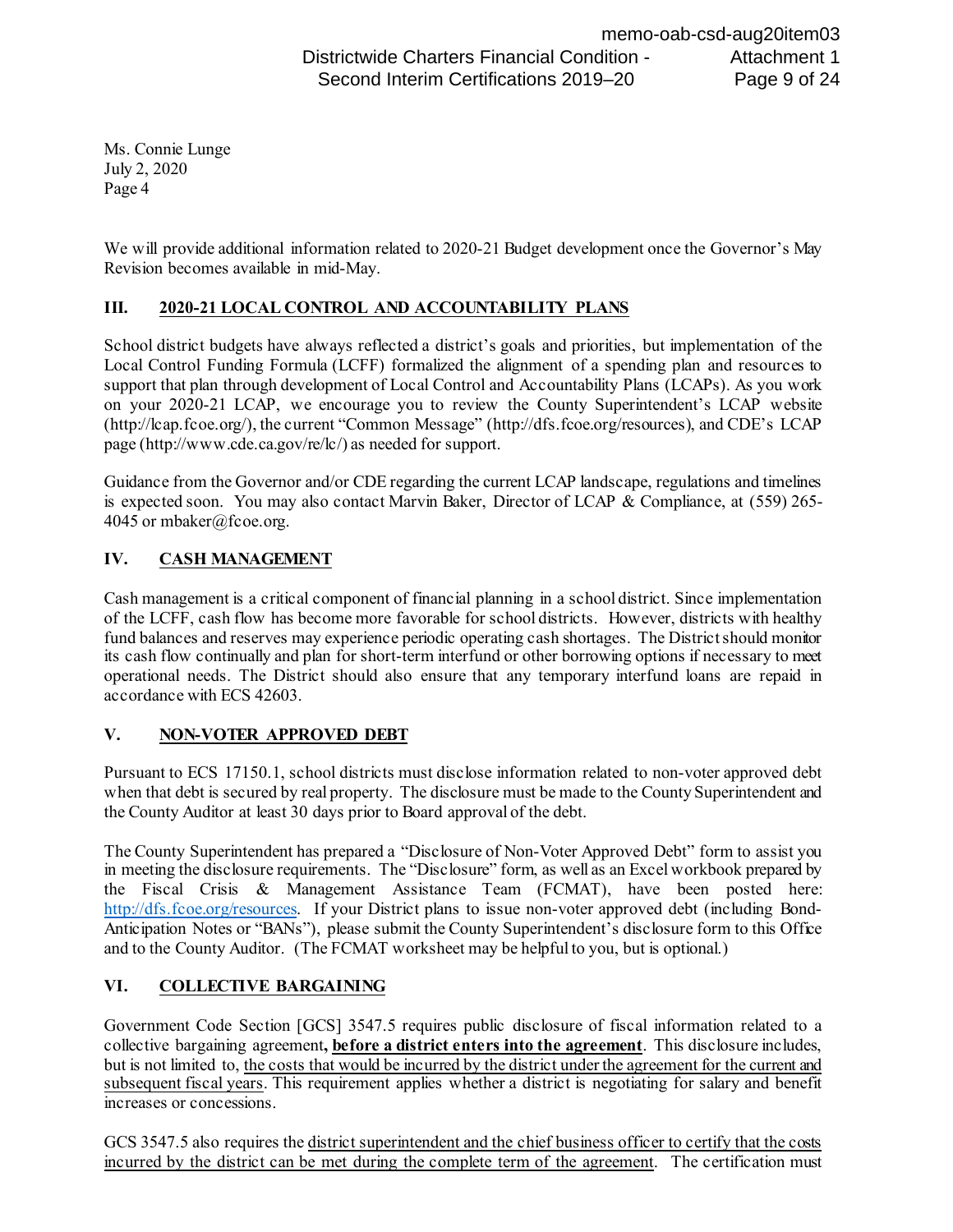Ms. Connie Lunge
July 2, 2020
Page 4

We will provide additional information related to 2020-21 Budget development once the Governor's May Revision becomes available in mid-May.

## III. 2020-21 LOCAL CONTROL AND ACCOUNTABILITY PLANS

School district budgets have always reflected a district's goals and priorities, but implementation of the Local Control Funding Formula (LCFF) formalized the alignment of a spending plan and resources to support that plan through development of Local Control and Accountability Plans (LCAPs). As you work on your 2020-21 LCAP, we encourage you to review the County Superintendent's LCAP website (http://lcap.fcoe.org/), the current "Common Message" (http://dfs.fcoe.org/resources), and CDE's LCAP page (http://www.cde.ca.gov/re/lc/) as needed for support.

Guidance from the Governor and/or CDE regarding the current LCAP landscape, regulations and timelines is expected soon. You may also contact Marvin Baker, Director of LCAP & Compliance, at (559) 265-4045 or mbaker@fcoe.org.

## IV. CASH MANAGEMENT

Cash management is a critical component of financial planning in a school district. Since implementation of the LCFF, cash flow has become more favorable for school districts. However, districts with healthy fund balances and reserves may experience periodic operating cash shortages. The District should monitor its cash flow continually and plan for short-term interfund or other borrowing options if necessary to meet operational needs. The District should also ensure that any temporary interfund loans are repaid in accordance with ECS 42603.

## V. NON-VOTER APPROVED DEBT

Pursuant to ECS 17150.1, school districts must disclose information related to non-voter approved debt when that debt is secured by real property. The disclosure must be made to the County Superintendent and the County Auditor at least 30 days prior to Board approval of the debt.

The County Superintendent has prepared a "Disclosure of Non-Voter Approved Debt" form to assist you in meeting the disclosure requirements. The "Disclosure" form, as well as an Excel workbook prepared by the Fiscal Crisis & Management Assistance Team (FCMAT), have been posted here: http://dfs.fcoe.org/resources. If your District plans to issue non-voter approved debt (including Bond-Anticipation Notes or "BANs"), please submit the County Superintendent's disclosure form to this Office and to the County Auditor. (The FCMAT worksheet may be helpful to you, but is optional.)

## VI. COLLECTIVE BARGAINING

Government Code Section [GCS] 3547.5 requires public disclosure of fiscal information related to a collective bargaining agreement**, before a district enters into the agreement**. This disclosure includes, but is not limited to, the costs that would be incurred by the district under the agreement for the current and subsequent fiscal years. This requirement applies whether a district is negotiating for salary and benefit increases or concessions.

GCS 3547.5 also requires the district superintendent and the chief business officer to certify that the costs incurred by the district can be met during the complete term of the agreement. The certification must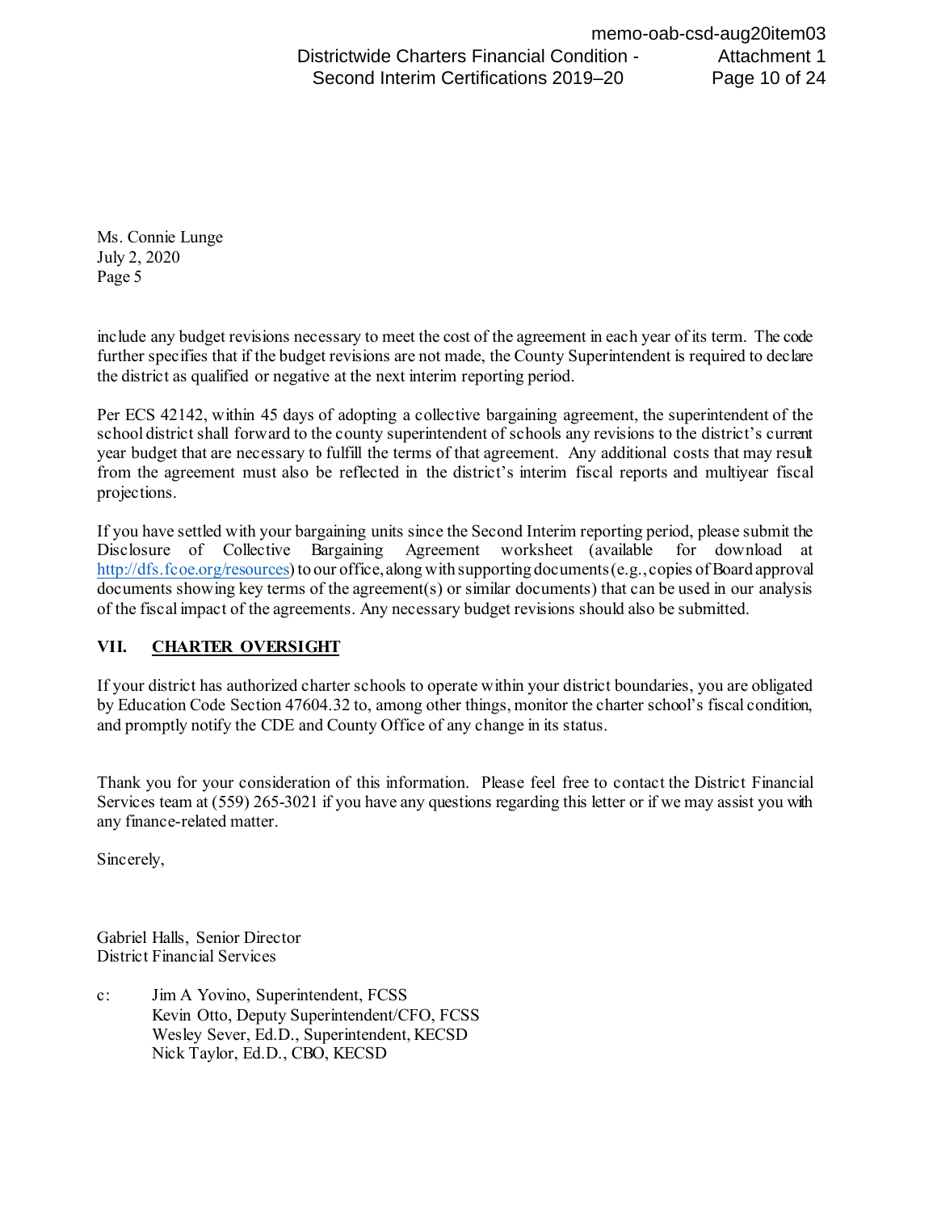Ms. Connie Lunge
July 2, 2020
Page 5

include any budget revisions necessary to meet the cost of the agreement in each year of its term. The code further specifies that if the budget revisions are not made, the County Superintendent is required to declare the district as qualified or negative at the next interim reporting period.

Per ECS 42142, within 45 days of adopting a collective bargaining agreement, the superintendent of the school district shall forward to the county superintendent of schools any revisions to the district's current year budget that are necessary to fulfill the terms of that agreement. Any additional costs that may result from the agreement must also be reflected in the district's interim fiscal reports and multiyear fiscal projections.

If you have settled with your bargaining units since the Second Interim reporting period, please submit the Disclosure of Collective Bargaining Agreement worksheet (available for download at http://dfs.fcoe.org/resources) to our office, along with supporting documents (e.g., copies of Board approval documents showing key terms of the agreement(s) or similar documents) that can be used in our analysis of the fiscal impact of the agreements. Any necessary budget revisions should also be submitted.

## VII. CHARTER OVERSIGHT

If your district has authorized charter schools to operate within your district boundaries, you are obligated by Education Code Section 47604.32 to, among other things, monitor the charter school's fiscal condition, and promptly notify the CDE and County Office of any change in its status.

Thank you for your consideration of this information. Please feel free to contact the District Financial Services team at (559) 265-3021 if you have any questions regarding this letter or if we may assist you with any finance-related matter.

Sincerely,

Gabriel Halls, Senior Director
District Financial Services

c: Jim A Yovino, Superintendent, FCSS
Kevin Otto, Deputy Superintendent/CFO, FCSS
Wesley Sever, Ed.D., Superintendent, KECSD
Nick Taylor, Ed.D., CBO, KECSD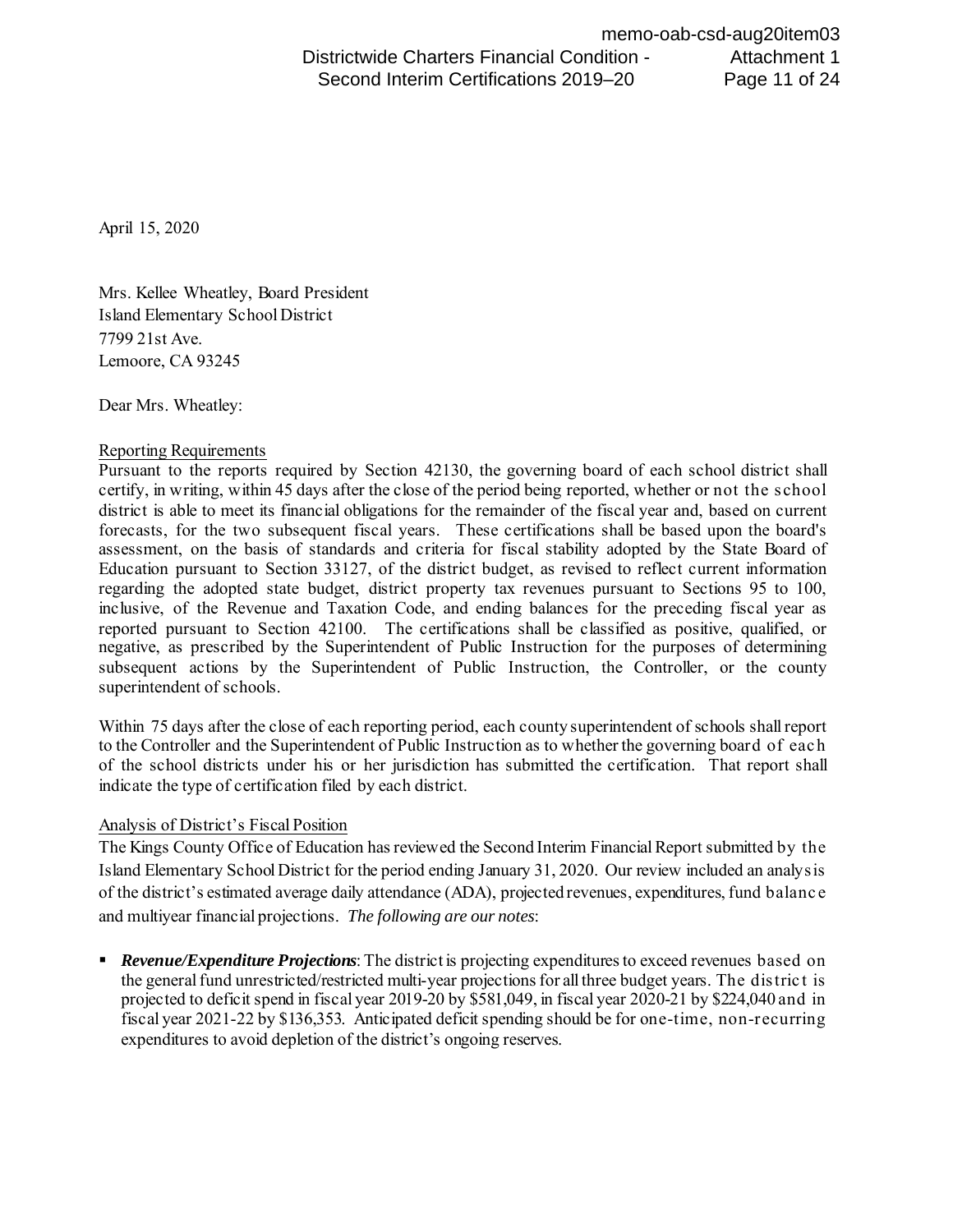April 15, 2020

Mrs. Kellee Wheatley, Board President
Island Elementary School District
7799 21st Ave.
Lemoore, CA 93245

Dear Mrs. Wheatley:

Reporting Requirements

Pursuant to the reports required by Section 42130, the governing board of each school district shall certify, in writing, within 45 days after the close of the period being reported, whether or not the school district is able to meet its financial obligations for the remainder of the fiscal year and, based on current forecasts, for the two subsequent fiscal years. These certifications shall be based upon the board's assessment, on the basis of standards and criteria for fiscal stability adopted by the State Board of Education pursuant to Section 33127, of the district budget, as revised to reflect current information regarding the adopted state budget, district property tax revenues pursuant to Sections 95 to 100, inclusive, of the Revenue and Taxation Code, and ending balances for the preceding fiscal year as reported pursuant to Section 42100. The certifications shall be classified as positive, qualified, or negative, as prescribed by the Superintendent of Public Instruction for the purposes of determining subsequent actions by the Superintendent of Public Instruction, the Controller, or the county superintendent of schools.

Within 75 days after the close of each reporting period, each county superintendent of schools shall report to the Controller and the Superintendent of Public Instruction as to whether the governing board of each of the school districts under his or her jurisdiction has submitted the certification. That report shall indicate the type of certification filed by each district.

Analysis of District's Fiscal Position

The Kings County Office of Education has reviewed the Second Interim Financial Report submitted by the Island Elementary School District for the period ending January 31, 2020. Our review included an analysis of the district's estimated average daily attendance (ADA), projected revenues, expenditures, fund balance and multiyear financial projections. *The following are our notes*:

- ***Revenue/Expenditure Projections***: The district is projecting expenditures to exceed revenues based on the general fund unrestricted/restricted multi-year projections for all three budget years. The district is projected to deficit spend in fiscal year 2019-20 by $581,049, in fiscal year 2020-21 by $224,040 and in fiscal year 2021-22 by $136,353. Anticipated deficit spending should be for one-time, non-recurring expenditures to avoid depletion of the district's ongoing reserves.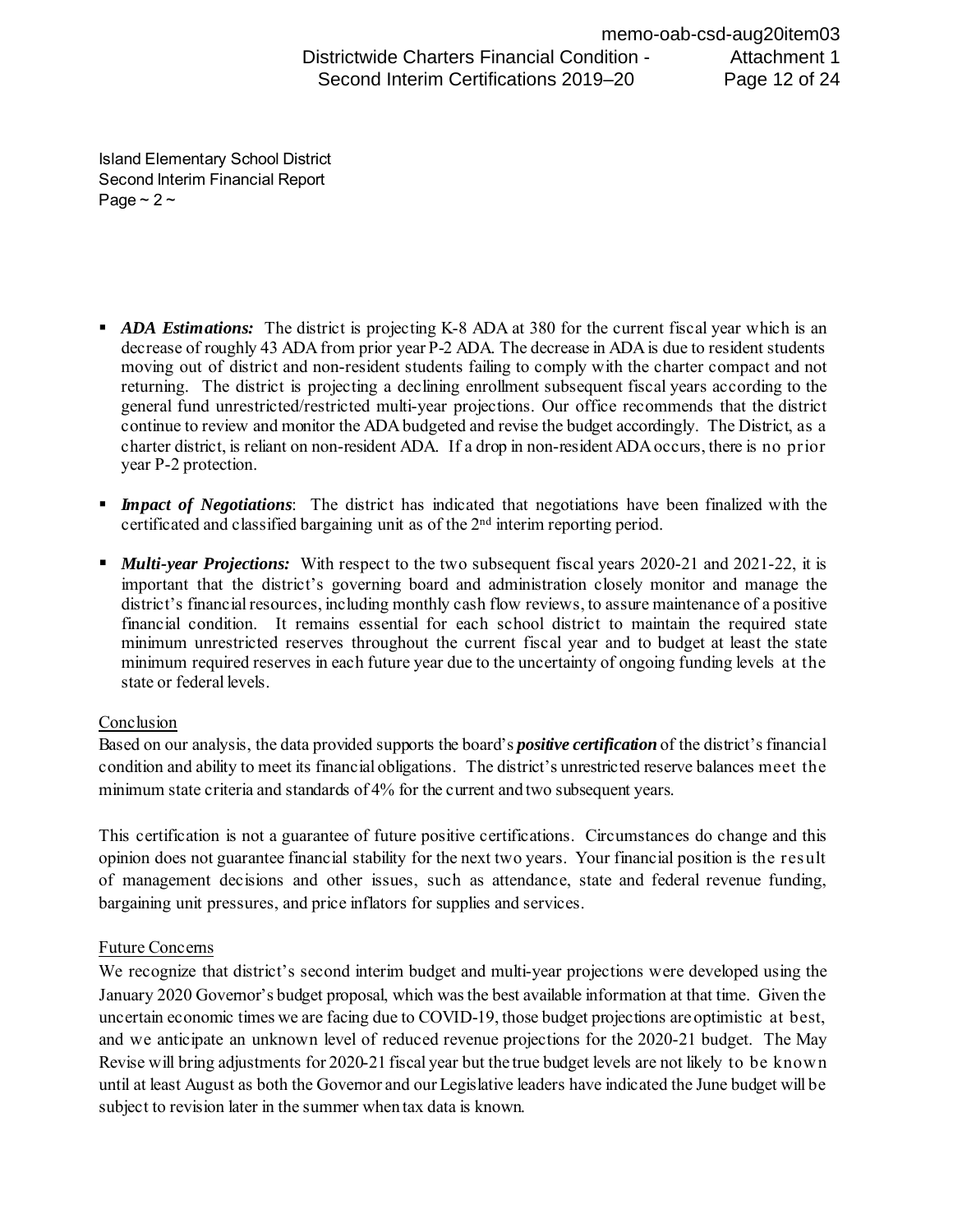Island Elementary School District
Second Interim Financial Report
Page ~ 2 ~

- ***ADA Estimations:*** The district is projecting K-8 ADA at 380 for the current fiscal year which is an decrease of roughly 43 ADA from prior year P-2 ADA. The decrease in ADA is due to resident students moving out of district and non-resident students failing to comply with the charter compact and not returning. The district is projecting a declining enrollment subsequent fiscal years according to the general fund unrestricted/restricted multi-year projections. Our office recommends that the district continue to review and monitor the ADA budgeted and revise the budget accordingly. The District, as a charter district, is reliant on non-resident ADA. If a drop in non-resident ADA occurs, there is no prior year P-2 protection.

- ***Impact of Negotiations***: The district has indicated that negotiations have been finalized with the certificated and classified bargaining unit as of the 2nd interim reporting period.

- ***Multi-year Projections:*** With respect to the two subsequent fiscal years 2020-21 and 2021-22, it is important that the district's governing board and administration closely monitor and manage the district's financial resources, including monthly cash flow reviews, to assure maintenance of a positive financial condition. It remains essential for each school district to maintain the required state minimum unrestricted reserves throughout the current fiscal year and to budget at least the state minimum required reserves in each future year due to the uncertainty of ongoing funding levels at the state or federal levels.

Conclusion

Based on our analysis, the data provided supports the board's ***positive certification*** of the district's financial condition and ability to meet its financial obligations. The district's unrestricted reserve balances meet the minimum state criteria and standards of 4% for the current and two subsequent years.

This certification is not a guarantee of future positive certifications. Circumstances do change and this opinion does not guarantee financial stability for the next two years. Your financial position is the result of management decisions and other issues, such as attendance, state and federal revenue funding, bargaining unit pressures, and price inflators for supplies and services.

Future Concerns

We recognize that district's second interim budget and multi-year projections were developed using the January 2020 Governor's budget proposal, which was the best available information at that time. Given the uncertain economic times we are facing due to COVID-19, those budget projections are optimistic at best, and we anticipate an unknown level of reduced revenue projections for the 2020-21 budget. The May Revise will bring adjustments for 2020-21 fiscal year but the true budget levels are not likely to be known until at least August as both the Governor and our Legislative leaders have indicated the June budget will be subject to revision later in the summer when tax data is known.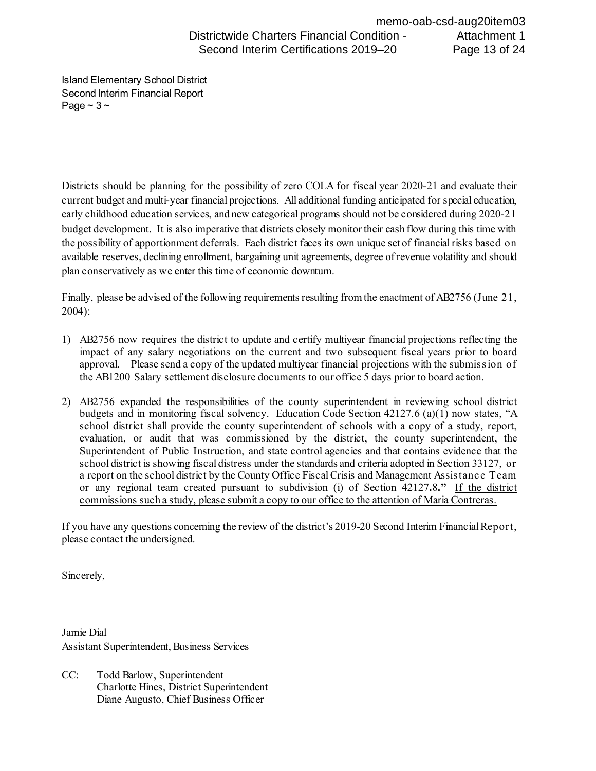Island Elementary School District
Second Interim Financial Report
Page ~ 3 ~

Districts should be planning for the possibility of zero COLA for fiscal year 2020-21 and evaluate their current budget and multi-year financial projections. All additional funding anticipated for special education, early childhood education services, and new categorical programs should not be considered during 2020-21 budget development. It is also imperative that districts closely monitor their cash flow during this time with the possibility of apportionment deferrals. Each district faces its own unique set of financial risks based on available reserves, declining enrollment, bargaining unit agreements, degree of revenue volatility and should plan conservatively as we enter this time of economic downturn.

<u>Finally, please be advised of the following requirements resulting from the enactment of AB2756 (June 21, 2004):</u>

1) AB2756 now requires the district to update and certify multiyear financial projections reflecting the impact of any salary negotiations on the current and two subsequent fiscal years prior to board approval. Please send a copy of the updated multiyear financial projections with the submission of the AB1200 Salary settlement disclosure documents to our office 5 days prior to board action.

2) AB2756 expanded the responsibilities of the county superintendent in reviewing school district budgets and in monitoring fiscal solvency. Education Code Section 42127.6 (a)(1) now states, "A school district shall provide the county superintendent of schools with a copy of a study, report, evaluation, or audit that was commissioned by the district, the county superintendent, the Superintendent of Public Instruction, and state control agencies and that contains evidence that the school district is showing fiscal distress under the standards and criteria adopted in Section 33127, or a report on the school district by the County Office Fiscal Crisis and Management Assistance Team or any regional team created pursuant to subdivision (i) of Section 42127.8." <u>If the district commissions such a study, please submit a copy to our office to the attention of Maria Contreras.</u>

If you have any questions concerning the review of the district's 2019-20 Second Interim Financial Report, please contact the undersigned.

Sincerely,

Jamie Dial
Assistant Superintendent, Business Services

CC: Todd Barlow, Superintendent
Charlotte Hines, District Superintendent
Diane Augusto, Chief Business Officer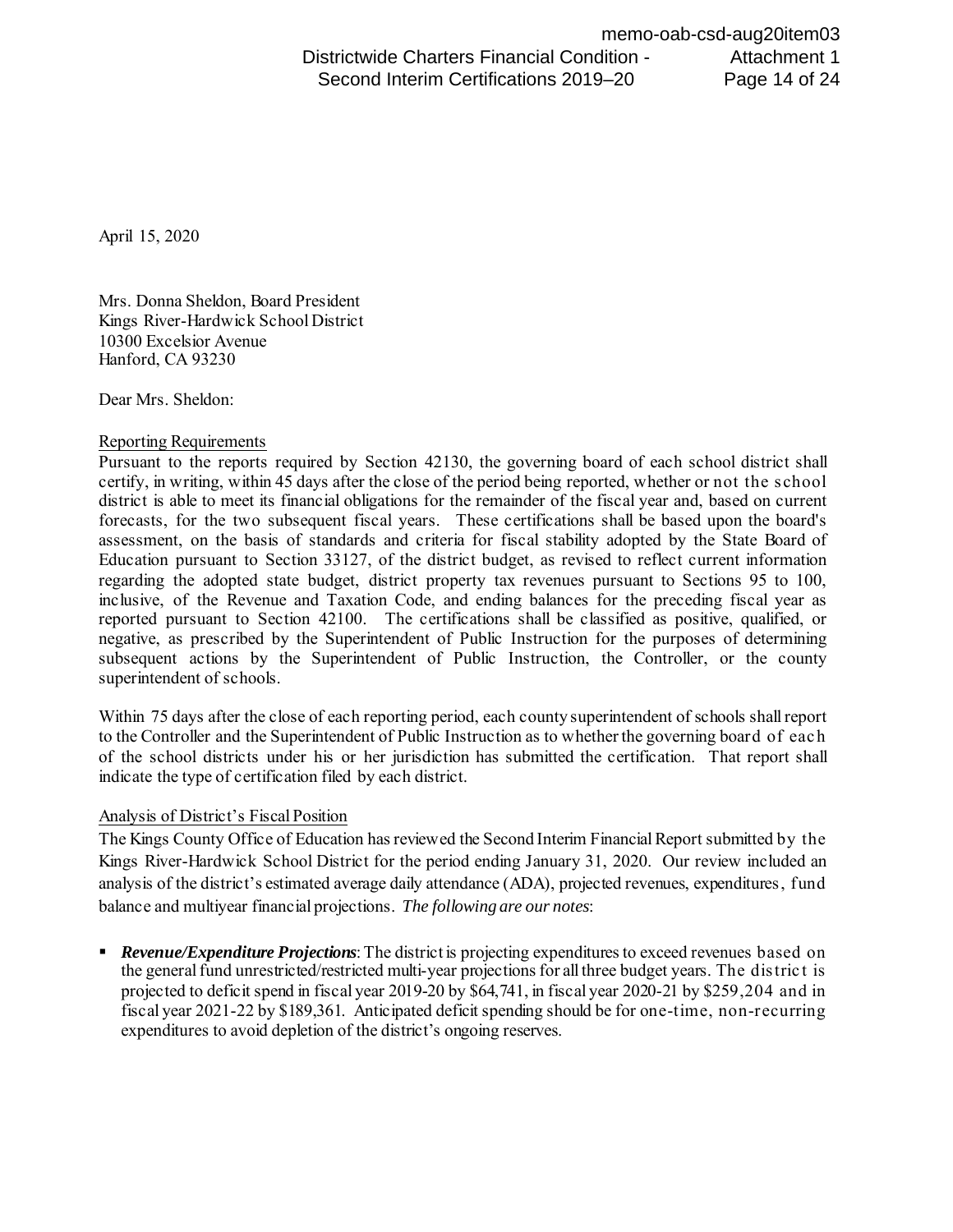April 15, 2020

Mrs. Donna Sheldon, Board President
Kings River-Hardwick School District
10300 Excelsior Avenue
Hanford, CA 93230

Dear Mrs. Sheldon:

Reporting Requirements

Pursuant to the reports required by Section 42130, the governing board of each school district shall certify, in writing, within 45 days after the close of the period being reported, whether or not the school district is able to meet its financial obligations for the remainder of the fiscal year and, based on current forecasts, for the two subsequent fiscal years. These certifications shall be based upon the board's assessment, on the basis of standards and criteria for fiscal stability adopted by the State Board of Education pursuant to Section 33127, of the district budget, as revised to reflect current information regarding the adopted state budget, district property tax revenues pursuant to Sections 95 to 100, inclusive, of the Revenue and Taxation Code, and ending balances for the preceding fiscal year as reported pursuant to Section 42100. The certifications shall be classified as positive, qualified, or negative, as prescribed by the Superintendent of Public Instruction for the purposes of determining subsequent actions by the Superintendent of Public Instruction, the Controller, or the county superintendent of schools.

Within 75 days after the close of each reporting period, each county superintendent of schools shall report to the Controller and the Superintendent of Public Instruction as to whether the governing board of each of the school districts under his or her jurisdiction has submitted the certification. That report shall indicate the type of certification filed by each district.

Analysis of District's Fiscal Position

The Kings County Office of Education has reviewed the Second Interim Financial Report submitted by the Kings River-Hardwick School District for the period ending January 31, 2020. Our review included an analysis of the district's estimated average daily attendance (ADA), projected revenues, expenditures, fund balance and multiyear financial projections. *The following are our notes*:

- ***Revenue/Expenditure Projections***: The district is projecting expenditures to exceed revenues based on the general fund unrestricted/restricted multi-year projections for all three budget years. The district is projected to deficit spend in fiscal year 2019-20 by $64,741, in fiscal year 2020-21 by $259,204 and in fiscal year 2021-22 by $189,361. Anticipated deficit spending should be for one-time, non-recurring expenditures to avoid depletion of the district's ongoing reserves.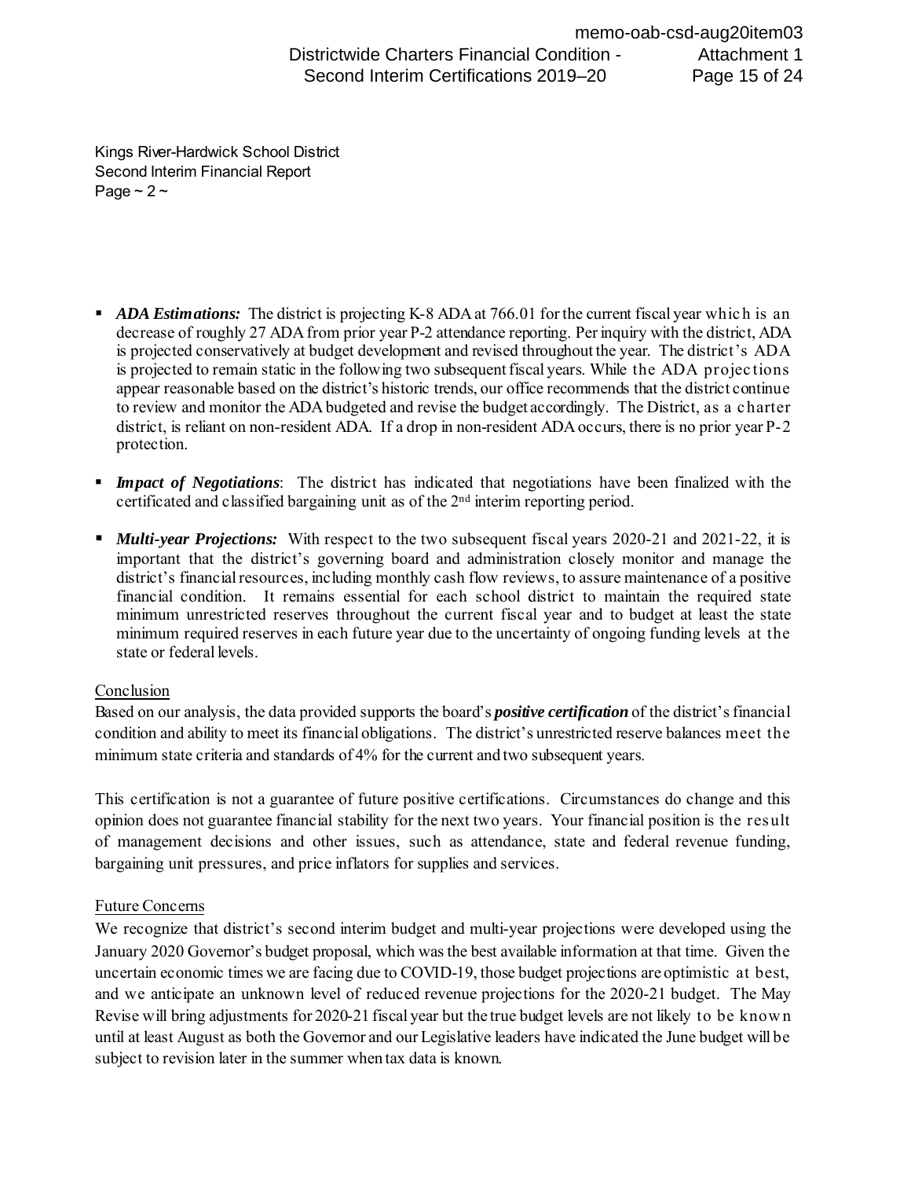Kings River-Hardwick School District
Second Interim Financial Report
Page ~ 2 ~

- ***ADA Estimations:*** The district is projecting K-8 ADA at 766.01 for the current fiscal year which is an decrease of roughly 27 ADA from prior year P-2 attendance reporting. Per inquiry with the district, ADA is projected conservatively at budget development and revised throughout the year. The district's ADA is projected to remain static in the following two subsequent fiscal years. While the ADA projections appear reasonable based on the district's historic trends, our office recommends that the district continue to review and monitor the ADA budgeted and revise the budget accordingly. The District, as a charter district, is reliant on non-resident ADA. If a drop in non-resident ADA occurs, there is no prior year P-2 protection.

- ***Impact of Negotiations***: The district has indicated that negotiations have been finalized with the certificated and classified bargaining unit as of the 2nd interim reporting period.

- ***Multi-year Projections:*** With respect to the two subsequent fiscal years 2020-21 and 2021-22, it is important that the district's governing board and administration closely monitor and manage the district's financial resources, including monthly cash flow reviews, to assure maintenance of a positive financial condition. It remains essential for each school district to maintain the required state minimum unrestricted reserves throughout the current fiscal year and to budget at least the state minimum required reserves in each future year due to the uncertainty of ongoing funding levels at the state or federal levels.

Conclusion

Based on our analysis, the data provided supports the board's ***positive certification*** of the district's financial condition and ability to meet its financial obligations. The district's unrestricted reserve balances meet the minimum state criteria and standards of 4% for the current and two subsequent years.

This certification is not a guarantee of future positive certifications. Circumstances do change and this opinion does not guarantee financial stability for the next two years. Your financial position is the result of management decisions and other issues, such as attendance, state and federal revenue funding, bargaining unit pressures, and price inflators for supplies and services.

Future Concerns

We recognize that district's second interim budget and multi-year projections were developed using the January 2020 Governor's budget proposal, which was the best available information at that time. Given the uncertain economic times we are facing due to COVID-19, those budget projections are optimistic at best, and we anticipate an unknown level of reduced revenue projections for the 2020-21 budget. The May Revise will bring adjustments for 2020-21 fiscal year but the true budget levels are not likely to be known until at least August as both the Governor and our Legislative leaders have indicated the June budget will be subject to revision later in the summer when tax data is known.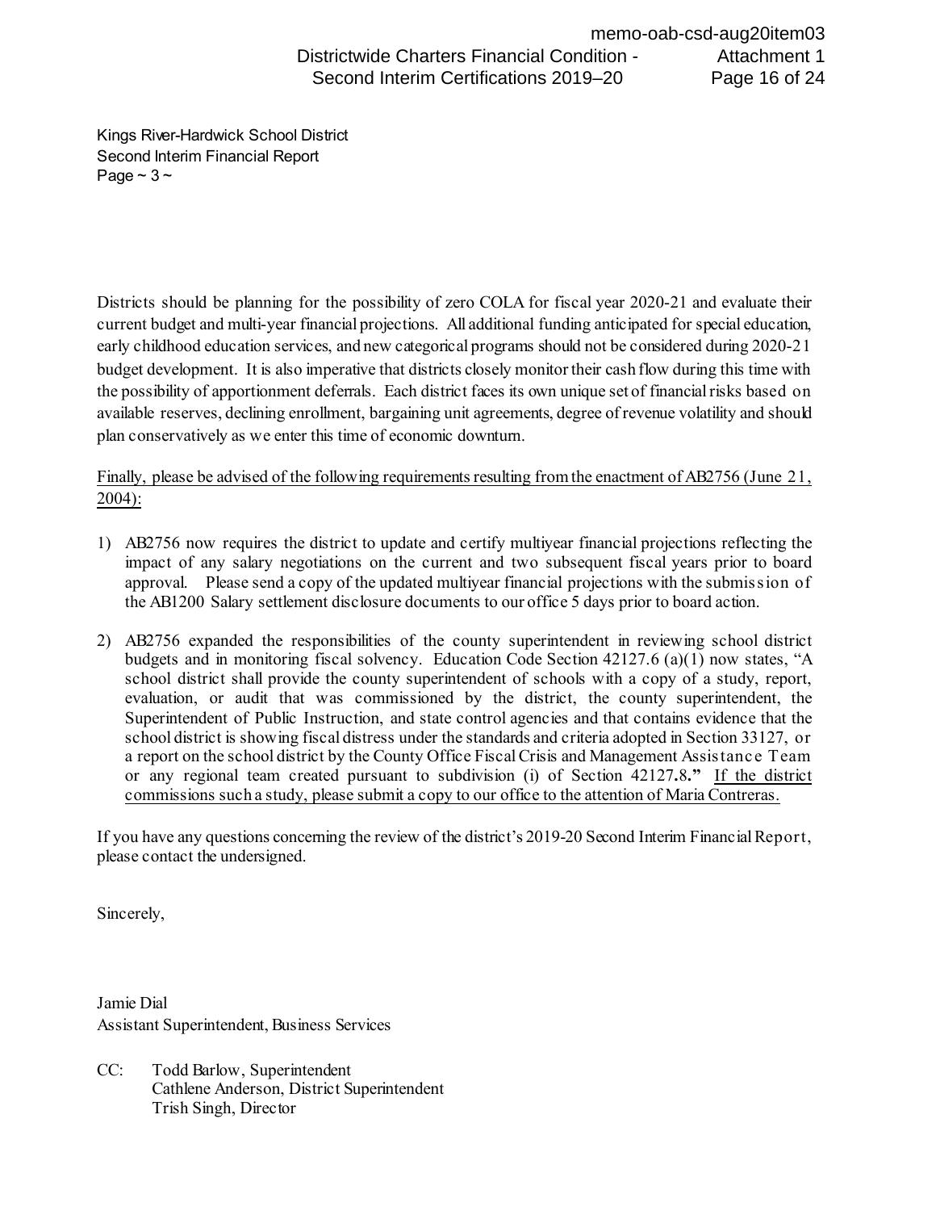Kings River-Hardwick School District
Second Interim Financial Report
Page ~ 3 ~

Districts should be planning for the possibility of zero COLA for fiscal year 2020-21 and evaluate their current budget and multi-year financial projections. All additional funding anticipated for special education, early childhood education services, and new categorical programs should not be considered during 2020-21 budget development. It is also imperative that districts closely monitor their cash flow during this time with the possibility of apportionment deferrals. Each district faces its own unique set of financial risks based on available reserves, declining enrollment, bargaining unit agreements, degree of revenue volatility and should plan conservatively as we enter this time of economic downturn.

<u>Finally, please be advised of the following requirements resulting from the enactment of AB2756 (June 21, 2004):</u>

1) AB2756 now requires the district to update and certify multiyear financial projections reflecting the impact of any salary negotiations on the current and two subsequent fiscal years prior to board approval. Please send a copy of the updated multiyear financial projections with the submission of the AB1200 Salary settlement disclosure documents to our office 5 days prior to board action.

2) AB2756 expanded the responsibilities of the county superintendent in reviewing school district budgets and in monitoring fiscal solvency. Education Code Section 42127.6 (a)(1) now states, "A school district shall provide the county superintendent of schools with a copy of a study, report, evaluation, or audit that was commissioned by the district, the county superintendent, the Superintendent of Public Instruction, and state control agencies and that contains evidence that the school district is showing fiscal distress under the standards and criteria adopted in Section 33127, or a report on the school district by the County Office Fiscal Crisis and Management Assistance Team or any regional team created pursuant to subdivision (i) of Section 42127.8." <u>If the district commissions such a study, please submit a copy to our office to the attention of Maria Contreras.</u>

If you have any questions concerning the review of the district's 2019-20 Second Interim Financial Report, please contact the undersigned.

Sincerely,

Jamie Dial
Assistant Superintendent, Business Services

CC: Todd Barlow, Superintendent
Cathlene Anderson, District Superintendent
Trish Singh, Director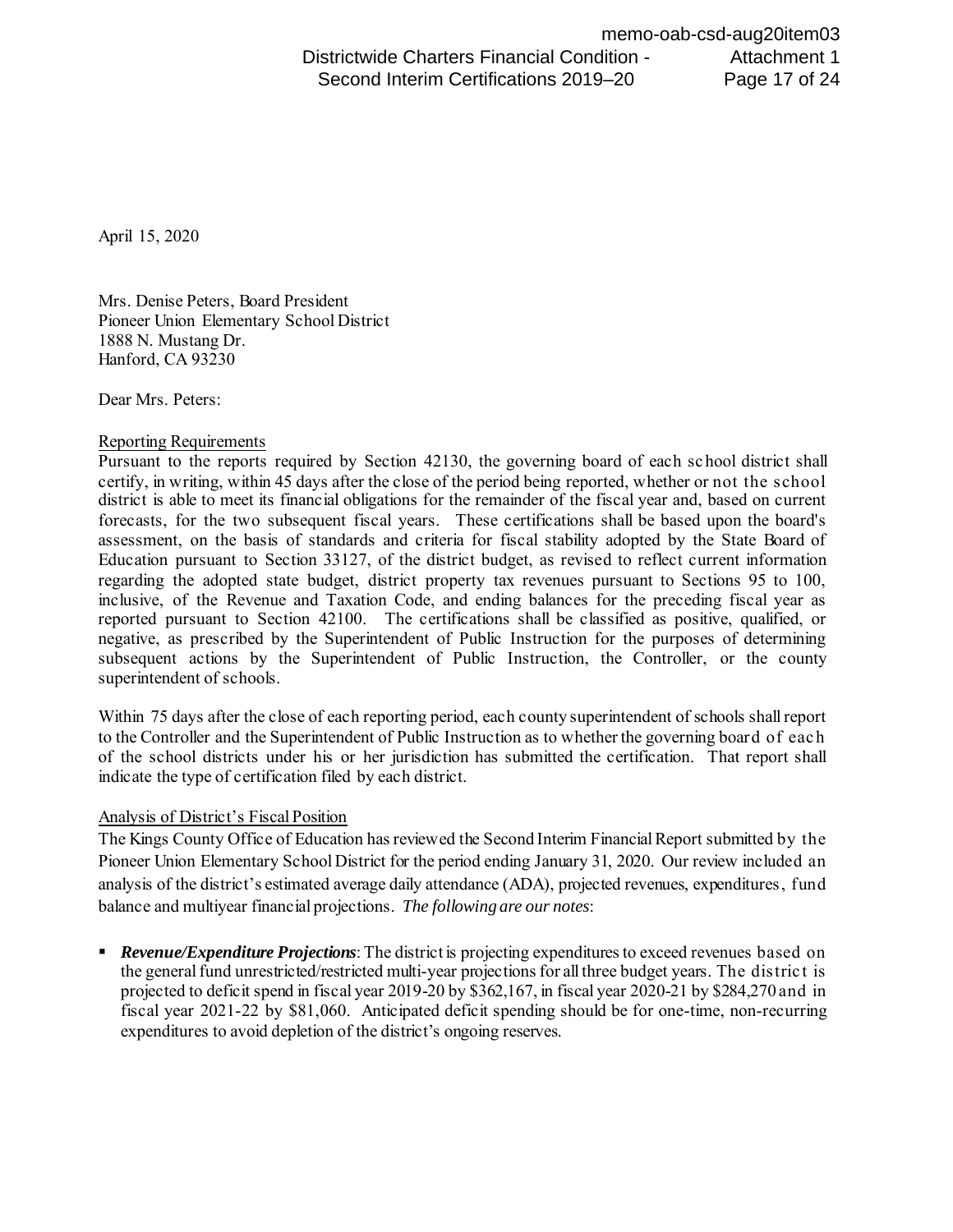April 15, 2020

Mrs. Denise Peters, Board President
Pioneer Union Elementary School District
1888 N. Mustang Dr.
Hanford, CA 93230

Dear Mrs. Peters:

Reporting Requirements

Pursuant to the reports required by Section 42130, the governing board of each school district shall certify, in writing, within 45 days after the close of the period being reported, whether or not the school district is able to meet its financial obligations for the remainder of the fiscal year and, based on current forecasts, for the two subsequent fiscal years. These certifications shall be based upon the board's assessment, on the basis of standards and criteria for fiscal stability adopted by the State Board of Education pursuant to Section 33127, of the district budget, as revised to reflect current information regarding the adopted state budget, district property tax revenues pursuant to Sections 95 to 100, inclusive, of the Revenue and Taxation Code, and ending balances for the preceding fiscal year as reported pursuant to Section 42100. The certifications shall be classified as positive, qualified, or negative, as prescribed by the Superintendent of Public Instruction for the purposes of determining subsequent actions by the Superintendent of Public Instruction, the Controller, or the county superintendent of schools.

Within 75 days after the close of each reporting period, each county superintendent of schools shall report to the Controller and the Superintendent of Public Instruction as to whether the governing board of each of the school districts under his or her jurisdiction has submitted the certification. That report shall indicate the type of certification filed by each district.

Analysis of District's Fiscal Position

The Kings County Office of Education has reviewed the Second Interim Financial Report submitted by the Pioneer Union Elementary School District for the period ending January 31, 2020. Our review included an analysis of the district's estimated average daily attendance (ADA), projected revenues, expenditures, fund balance and multiyear financial projections. *The following are our notes*:

- ***Revenue/Expenditure Projections***: The district is projecting expenditures to exceed revenues based on the general fund unrestricted/restricted multi-year projections for all three budget years. The district is projected to deficit spend in fiscal year 2019-20 by $362,167, in fiscal year 2020-21 by $284,270 and in fiscal year 2021-22 by $81,060. Anticipated deficit spending should be for one-time, non-recurring expenditures to avoid depletion of the district's ongoing reserves.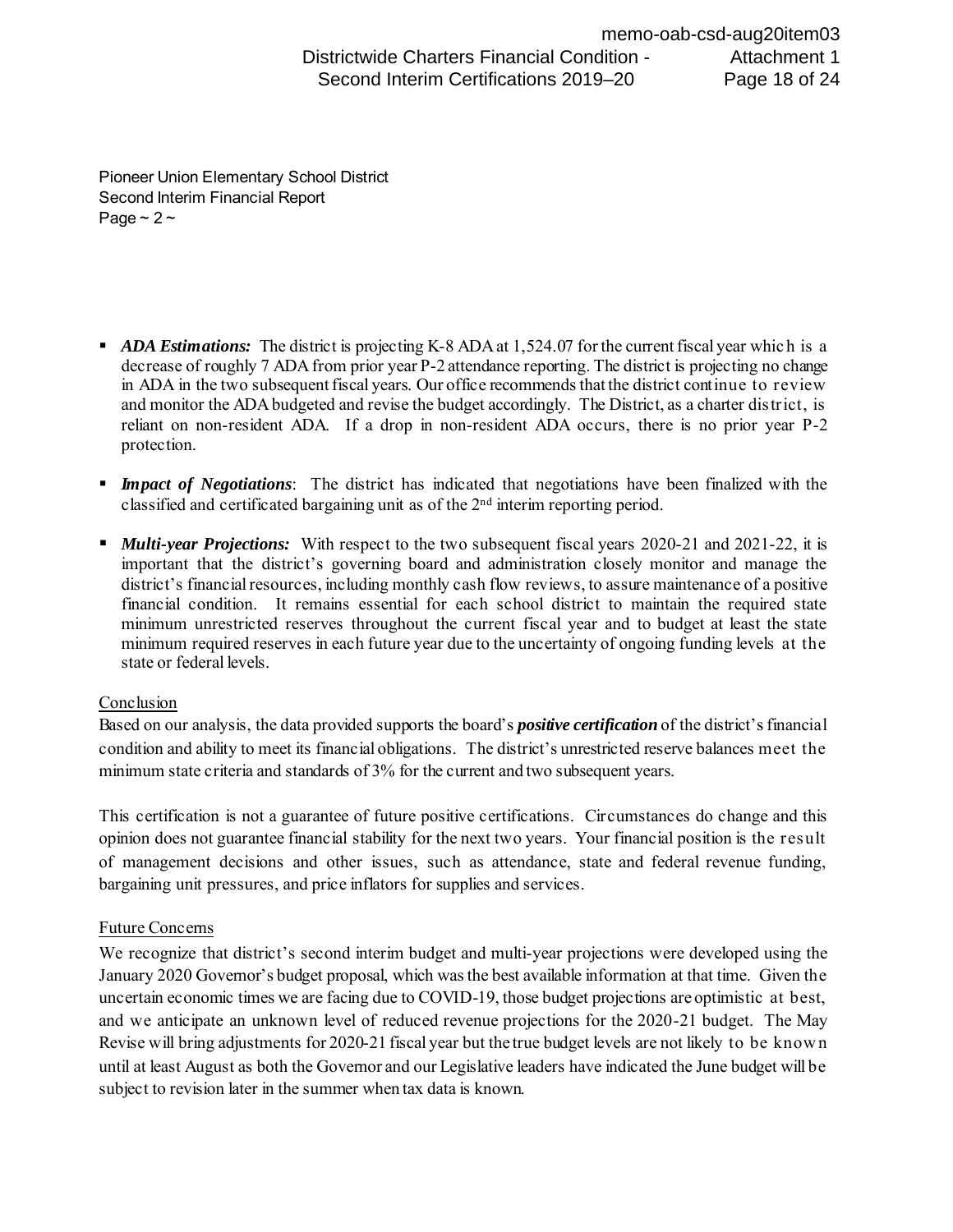Pioneer Union Elementary School District
Second Interim Financial Report
Page ~ 2 ~

- ***ADA Estimations:*** The district is projecting K-8 ADA at 1,524.07 for the current fiscal year which is a decrease of roughly 7 ADA from prior year P-2 attendance reporting. The district is projecting no change in ADA in the two subsequent fiscal years. Our office recommends that the district continue to review and monitor the ADA budgeted and revise the budget accordingly. The District, as a charter district, is reliant on non-resident ADA. If a drop in non-resident ADA occurs, there is no prior year P-2 protection.

- ***Impact of Negotiations***: The district has indicated that negotiations have been finalized with the classified and certificated bargaining unit as of the 2nd interim reporting period.

- ***Multi-year Projections:*** With respect to the two subsequent fiscal years 2020-21 and 2021-22, it is important that the district's governing board and administration closely monitor and manage the district's financial resources, including monthly cash flow reviews, to assure maintenance of a positive financial condition. It remains essential for each school district to maintain the required state minimum unrestricted reserves throughout the current fiscal year and to budget at least the state minimum required reserves in each future year due to the uncertainty of ongoing funding levels at the state or federal levels.

Conclusion

Based on our analysis, the data provided supports the board's ***positive certification*** of the district's financial condition and ability to meet its financial obligations. The district's unrestricted reserve balances meet the minimum state criteria and standards of 3% for the current and two subsequent years.

This certification is not a guarantee of future positive certifications. Circumstances do change and this opinion does not guarantee financial stability for the next two years. Your financial position is the result of management decisions and other issues, such as attendance, state and federal revenue funding, bargaining unit pressures, and price inflators for supplies and services.

Future Concerns

We recognize that district's second interim budget and multi-year projections were developed using the January 2020 Governor's budget proposal, which was the best available information at that time. Given the uncertain economic times we are facing due to COVID-19, those budget projections are optimistic at best, and we anticipate an unknown level of reduced revenue projections for the 2020-21 budget. The May Revise will bring adjustments for 2020-21 fiscal year but the true budget levels are not likely to be known until at least August as both the Governor and our Legislative leaders have indicated the June budget will be subject to revision later in the summer when tax data is known.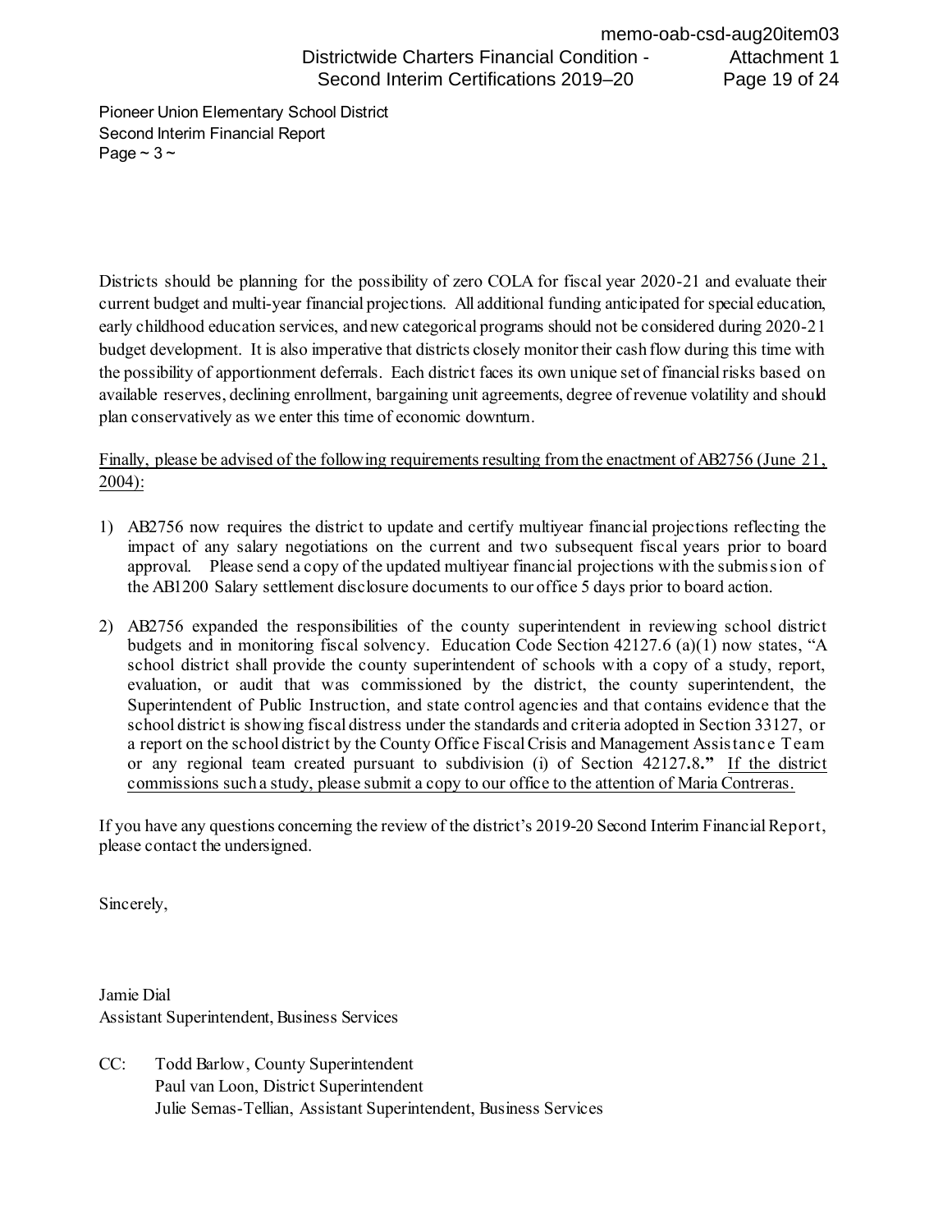Pioneer Union Elementary School District
Second Interim Financial Report
Page ~ 3 ~

Districts should be planning for the possibility of zero COLA for fiscal year 2020-21 and evaluate their current budget and multi-year financial projections. All additional funding anticipated for special education, early childhood education services, and new categorical programs should not be considered during 2020-21 budget development. It is also imperative that districts closely monitor their cash flow during this time with the possibility of apportionment deferrals. Each district faces its own unique set of financial risks based on available reserves, declining enrollment, bargaining unit agreements, degree of revenue volatility and should plan conservatively as we enter this time of economic downturn.

<u>Finally, please be advised of the following requirements resulting from the enactment of AB2756 (June 21, 2004):</u>

1) AB2756 now requires the district to update and certify multiyear financial projections reflecting the impact of any salary negotiations on the current and two subsequent fiscal years prior to board approval. Please send a copy of the updated multiyear financial projections with the submission of the AB1200 Salary settlement disclosure documents to our office 5 days prior to board action.

2) AB2756 expanded the responsibilities of the county superintendent in reviewing school district budgets and in monitoring fiscal solvency. Education Code Section 42127.6 (a)(1) now states, "A school district shall provide the county superintendent of schools with a copy of a study, report, evaluation, or audit that was commissioned by the district, the county superintendent, the Superintendent of Public Instruction, and state control agencies and that contains evidence that the school district is showing fiscal distress under the standards and criteria adopted in Section 33127, or a report on the school district by the County Office Fiscal Crisis and Management Assistance Team or any regional team created pursuant to subdivision (i) of Section 42127**.**8**."** <u>If the district commissions such a study, please submit a copy to our office to the attention of Maria Contreras.</u>

If you have any questions concerning the review of the district's 2019-20 Second Interim Financial Report, please contact the undersigned.

Sincerely,

Jamie Dial
Assistant Superintendent, Business Services

CC: Todd Barlow, County Superintendent
Paul van Loon, District Superintendent
Julie Semas-Tellian, Assistant Superintendent, Business Services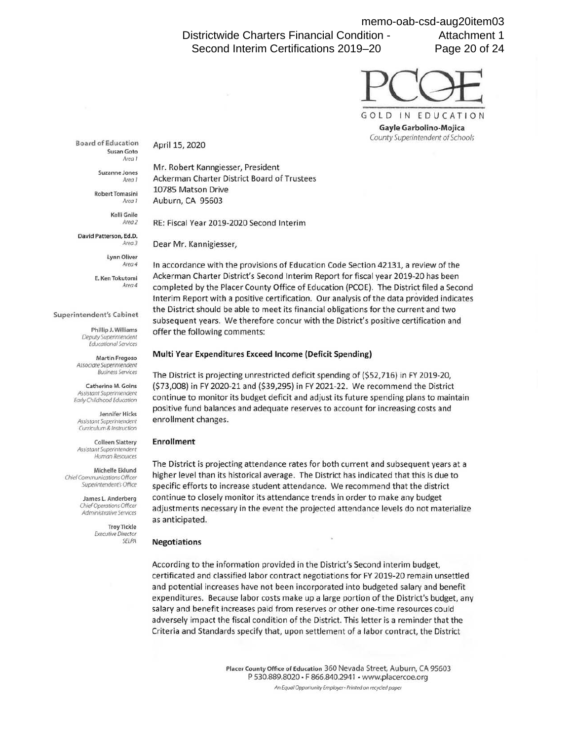PCOE

GOLD IN EDUCATION

**Gayle Garbolino-Mojica**
*County Superintendent of Schools*

**Board of Education**
Susan Goto, *Area 1*
Suzanne Jones, *Area 1*
Robert Tomasini, *Area 1*
Kelli Gnile, *Area 2*
David Patterson, Ed.D., *Area 3*
Lynn Oliver, *Area 4*
E. Ken Tokutomi, *Area 4*

**Superintendent's Cabinet**
Phillip J. Williams, *Deputy Superintendent Educational Services*
Martin Fregoso, *Associate Superintendent Business Services*
Catherine M. Goins, *Assistant Superintendent Early Childhood Education*
Jennifer Hicks, *Assistant Superintendent Curriculum & Instruction*
Colleen Slattery, *Assistant Superintendent Human Resources*
Michelle Eklund, *Chief Communications Officer Superintendent's Office*
James L. Anderberg, *Chief Operations Officer Administrative Services*
Troy Tickle, *Executive Director SELPA*

April 15, 2020

Mr. Robert Kanngiesser, President
Ackerman Charter District Board of Trustees
10785 Matson Drive
Auburn, CA 95603

RE: Fiscal Year 2019-2020 Second Interim

Dear Mr. Kannigiesser,

In accordance with the provisions of Education Code Section 42131, a review of the Ackerman Charter District's Second Interim Report for fiscal year 2019-20 has been completed by the Placer County Office of Education (PCOE). The District filed a Second Interim Report with a positive certification. Our analysis of the data provided indicates the District should be able to meet its financial obligations for the current and two subsequent years. We therefore concur with the District's positive certification and offer the following comments:

**Multi Year Expenditures Exceed Income (Deficit Spending)**

The District is projecting unrestricted deficit spending of ($52,716) in FY 2019-20, ($73,008) in FY 2020-21 and ($39,295) in FY 2021-22. We recommend the District continue to monitor its budget deficit and adjust its future spending plans to maintain positive fund balances and adequate reserves to account for increasing costs and enrollment changes.

**Enrollment**

The District is projecting attendance rates for both current and subsequent years at a higher level than its historical average. The District has indicated that this is due to specific efforts to increase student attendance. We recommend that the district continue to closely monitor its attendance trends in order to make any budget adjustments necessary in the event the projected attendance levels do not materialize as anticipated.

**Negotiations**

According to the information provided in the District's Second interim budget, certificated and classified labor contract negotiations for FY 2019-20 remain unsettled and potential increases have not been incorporated into budgeted salary and benefit expenditures. Because labor costs make up a large portion of the District's budget, any salary and benefit increases paid from reserves or other one-time resources could adversely impact the fiscal condition of the District. This letter is a reminder that the Criteria and Standards specify that, upon settlement of a labor contract, the District

Placer County Office of Education 360 Nevada Street, Auburn, CA 95603
P 530.889.8020 • F 866.840.2941 • www.placercoe.org
*An Equal Opportunity Employer • Printed on recycled paper*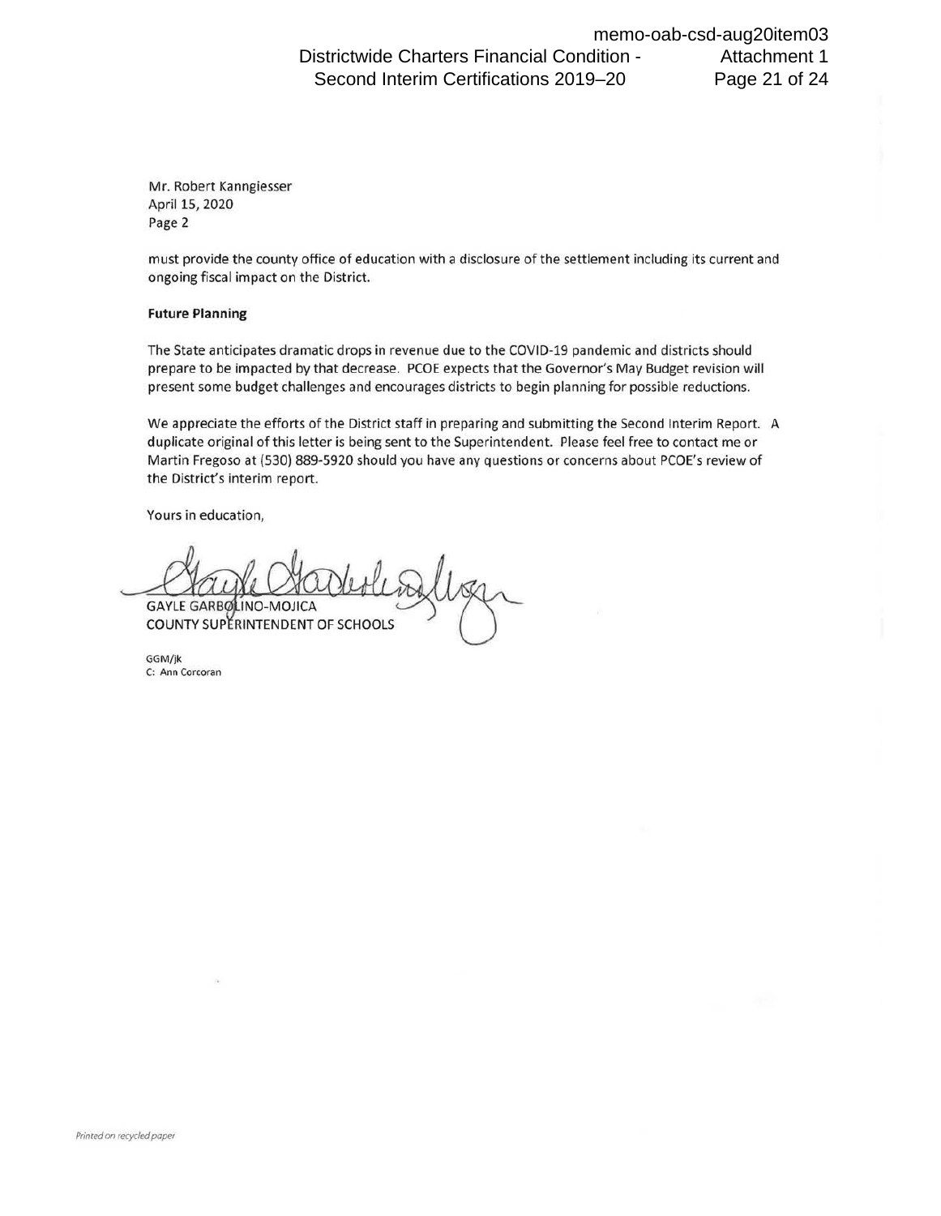Mr. Robert Kanngiesser
April 15, 2020
Page 2

must provide the county office of education with a disclosure of the settlement including its current and ongoing fiscal impact on the District.

**Future Planning**

The State anticipates dramatic drops in revenue due to the COVID-19 pandemic and districts should prepare to be impacted by that decrease. PCOE expects that the Governor's May Budget revision will present some budget challenges and encourages districts to begin planning for possible reductions.

We appreciate the efforts of the District staff in preparing and submitting the Second Interim Report. A duplicate original of this letter is being sent to the Superintendent. Please feel free to contact me or Martin Fregoso at (530) 889-5920 should you have any questions or concerns about PCOE's review of the District's interim report.

Yours in education,

GAYLE GARBOLINO-MOJICA
COUNTY SUPERINTENDENT OF SCHOOLS

GGM/jk
C: Ann Corcoran

*Printed on recycled paper*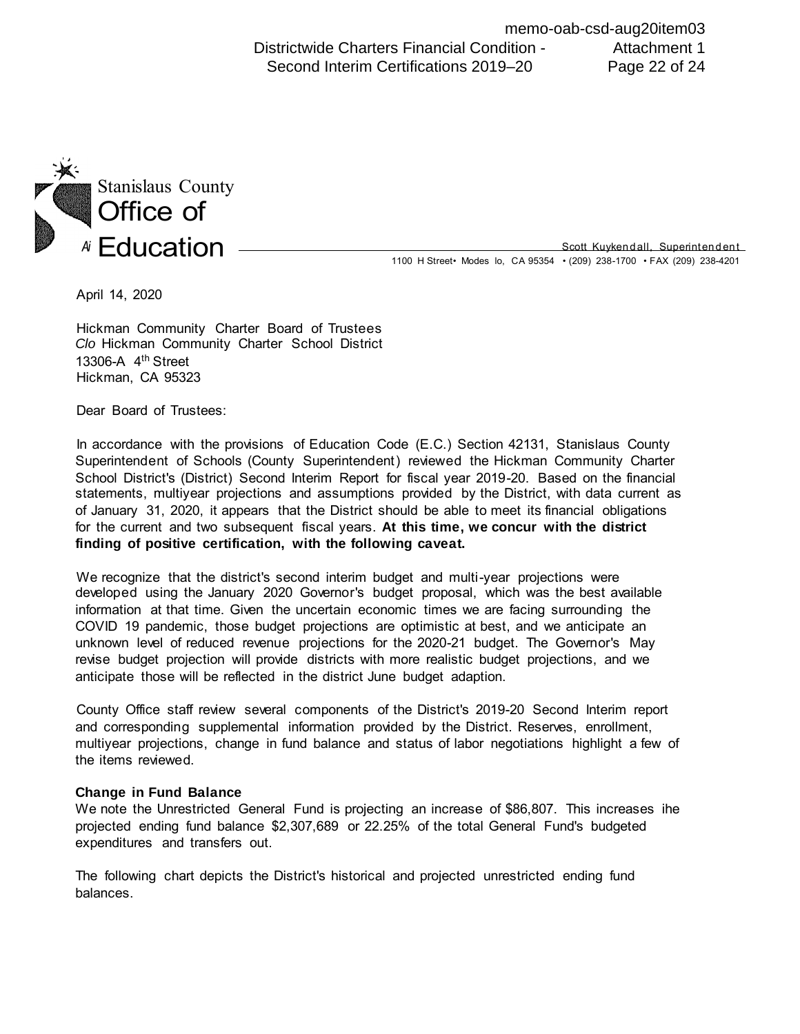Stanislaus County
Office of
Education

Scott Kuykendall, Superintendent
1100 H Street• Modes lo, CA 95354 • (209) 238-1700 • FAX (209) 238-4201

April 14, 2020

Hickman Community Charter Board of Trustees
*Clo* Hickman Community Charter School District
13306-A 4th Street
Hickman, CA 95323

Dear Board of Trustees:

In accordance with the provisions of Education Code (E.C.) Section 42131, Stanislaus County Superintendent of Schools (County Superintendent) reviewed the Hickman Community Charter School District's (District) Second Interim Report for fiscal year 2019-20. Based on the financial statements, multiyear projections and assumptions provided by the District, with data current as of January 31, 2020, it appears that the District should be able to meet its financial obligations for the current and two subsequent fiscal years. **At this time, we concur with the district finding of positive certification, with the following caveat.**

We recognize that the district's second interim budget and multi-year projections were developed using the January 2020 Governor's budget proposal, which was the best available information at that time. Given the uncertain economic times we are facing surrounding the COVID 19 pandemic, those budget projections are optimistic at best, and we anticipate an unknown level of reduced revenue projections for the 2020-21 budget. The Governor's May revise budget projection will provide districts with more realistic budget projections, and we anticipate those will be reflected in the district June budget adaption.

County Office staff review several components of the District's 2019-20 Second Interim report and corresponding supplemental information provided by the District. Reserves, enrollment, multiyear projections, change in fund balance and status of labor negotiations highlight a few of the items reviewed.

**Change in Fund Balance**

We note the Unrestricted General Fund is projecting an increase of $86,807. This increases ihe projected ending fund balance $2,307,689 or 22.25% of the total General Fund's budgeted expenditures and transfers out.

The following chart depicts the District's historical and projected unrestricted ending fund balances.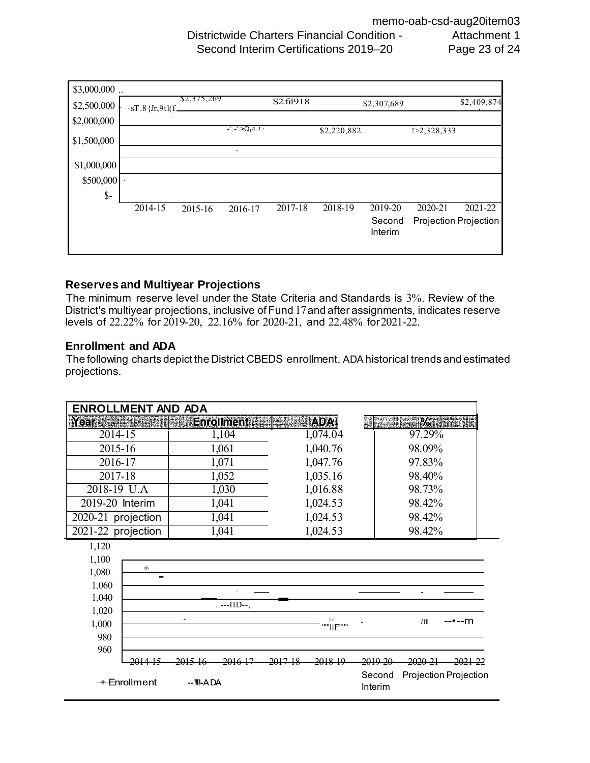| $3,000,000 | | | | | | | | |
|---|---|---|---|---|---|---|---|---|
| $2,500,000 | | $2,375,269 | | $2,?1918 | | $2,307,689 | | $2,409,874 |
| $2,000,000 | | | | | $2,220,882 | | $2,328,333 | |
| $1,500,000 | | | | | | | | |
| $1,000,000 | | | | | | | | |
| $500,000 | | | | | | | | |
| $- | | | | | | | | |
| | 2014-15 | 2015-16 | 2016-17 | 2017-18 | 2018-19 | 2019-20 Second Interim | 2020-21 Projection | 2021-22 Projection |

### Reserves and Multiyear Projections

The minimum reserve level under the State Criteria and Standards is 3%. Review of the District's multiyear projections, inclusive of Fund 17 and after assignments, indicates reserve levels of 22.22% for 2019-20, 22.16% for 2020-21, and 22.48% for 2021-22.

### Enrollment and ADA

The following charts depict the District CBEDS enrollment, ADA historical trends and estimated projections.

| ENROLLMENT AND ADA | | | |
|---|---|---|---|
| **Year** | **Enrollment** | **ADA** | **%** |
| 2014-15 | 1,104 | 1,074.04 | 97.29% |
| 2015-16 | 1,061 | 1,040.76 | 98.09% |
| 2016-17 | 1,071 | 1,047.76 | 97.83% |
| 2017-18 | 1,052 | 1,035.16 | 98.40% |
| 2018-19 U.A | 1,030 | 1,016.88 | 98.73% |
| 2019-20 Interim | 1,041 | 1,024.53 | 98.42% |
| 2020-21 projection | 1,041 | 1,024.53 | 98.42% |
| 2021-22 projection | 1,041 | 1,024.53 | 98.42% |

1,120
1,100
1,080
1,060
1,040
1,020
1,000
980
960

2014-15 2015-16 2016-17 2017-18 2018-19 2019-20 Second Interim 2020-21 Projection 2021-22 Projection

Enrollment ADA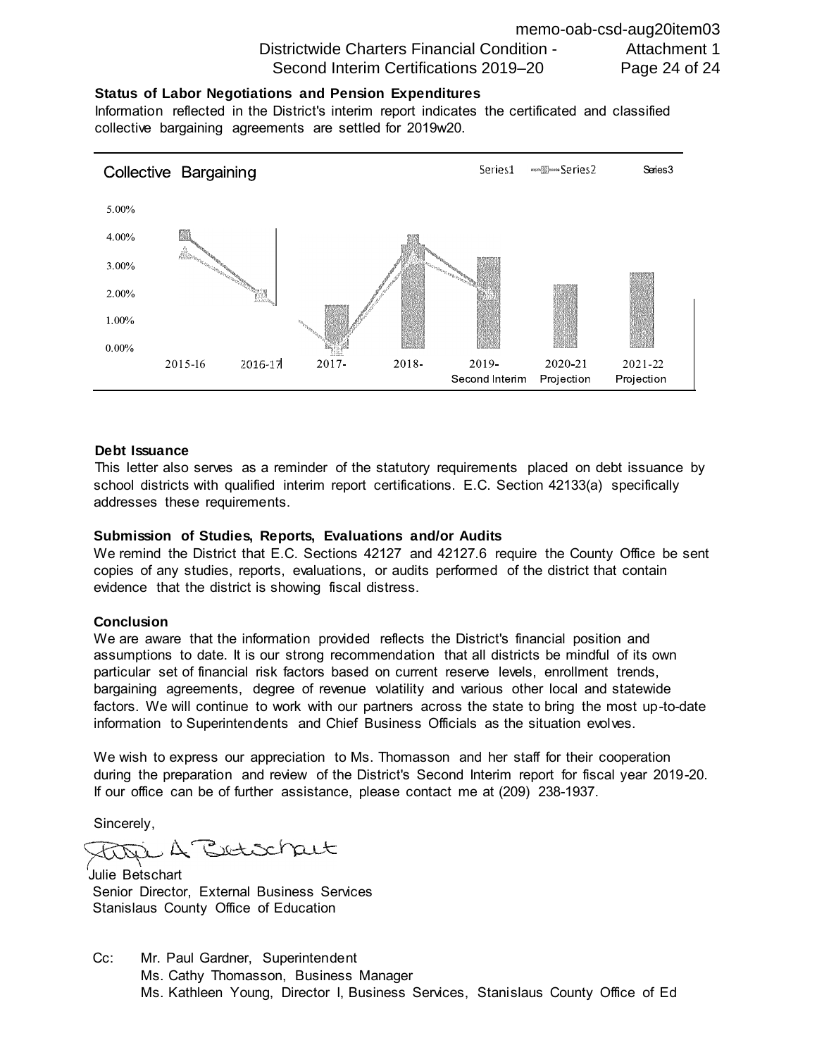**Status of Labor Negotiations and Pension Expenditures**

Information reflected in the District's interim report indicates the certificated and classified collective bargaining agreements are settled for 2019w20.

Collective Bargaining

Series1 Series2 Series3

5.00%
4.00%
3.00%
2.00%
1.00%
0.00%

2015-16 2016-17 2017- 2018- 2019- Second Interim 2020-21 Projection 2021-22 Projection

**Debt Issuance**

This letter also serves as a reminder of the statutory requirements placed on debt issuance by school districts with qualified interim report certifications. E.C. Section 42133(a) specifically addresses these requirements.

**Submission of Studies, Reports, Evaluations and/or Audits**

We remind the District that E.C. Sections 42127 and 42127.6 require the County Office be sent copies of any studies, reports, evaluations, or audits performed of the district that contain evidence that the district is showing fiscal distress.

**Conclusion**

We are aware that the information provided reflects the District's financial position and assumptions to date. It is our strong recommendation that all districts be mindful of its own particular set of financial risk factors based on current reserve levels, enrollment trends, bargaining agreements, degree of revenue volatility and various other local and statewide factors. We will continue to work with our partners across the state to bring the most up-to-date information to Superintendents and Chief Business Officials as the situation evolves.

We wish to express our appreciation to Ms. Thomasson and her staff for their cooperation during the preparation and review of the District's Second Interim report for fiscal year 2019-20. If our office can be of further assistance, please contact me at (209) 238-1937.

Sincerely,

Julie Betschart
Senior Director, External Business Services
Stanislaus County Office of Education

Cc: Mr. Paul Gardner, Superintendent
Ms. Cathy Thomasson, Business Manager
Ms. Kathleen Young, Director I, Business Services, Stanislaus County Office of Ed